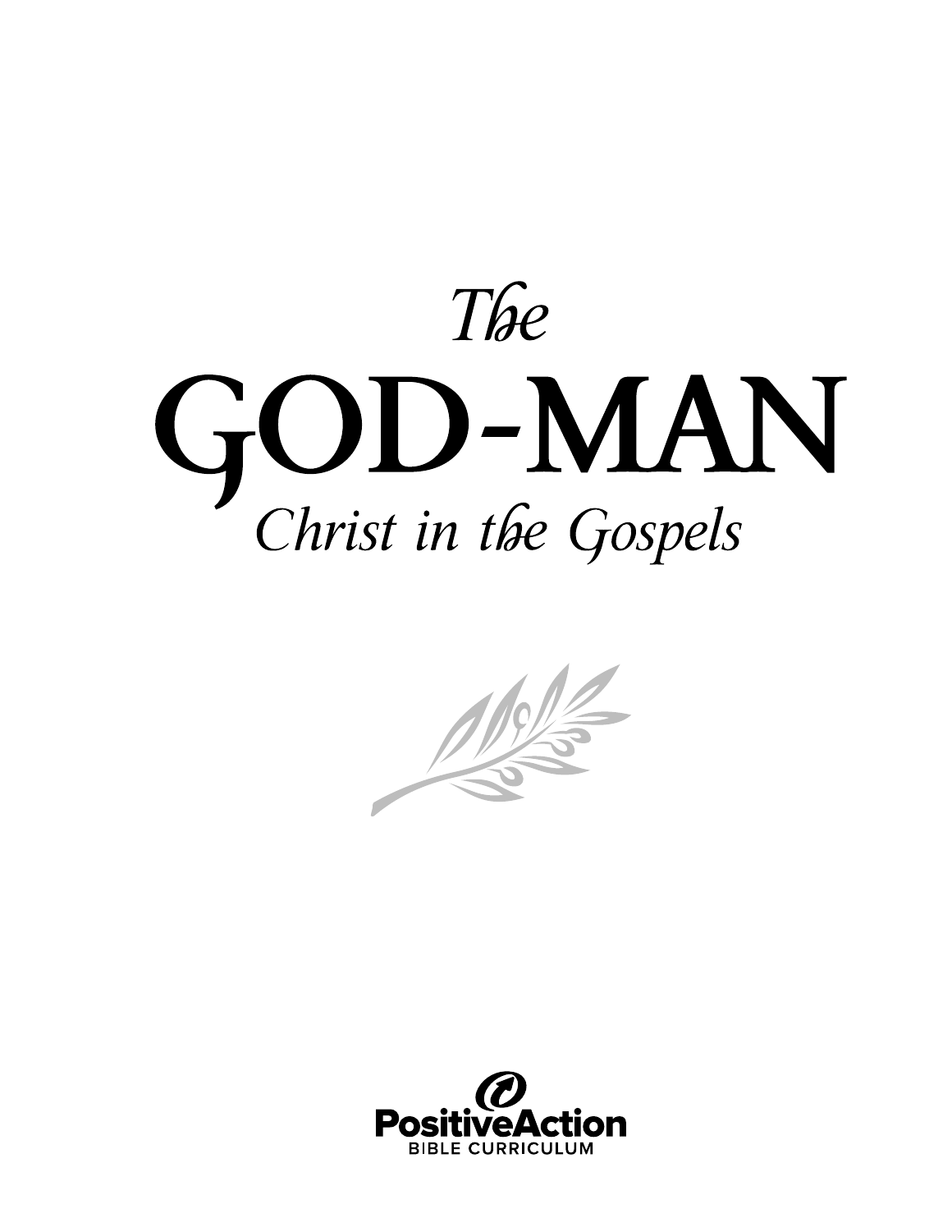# The GOD-MAN

## *Christ in the Gospels*

PositiveAction
BIBLE CURRICULUM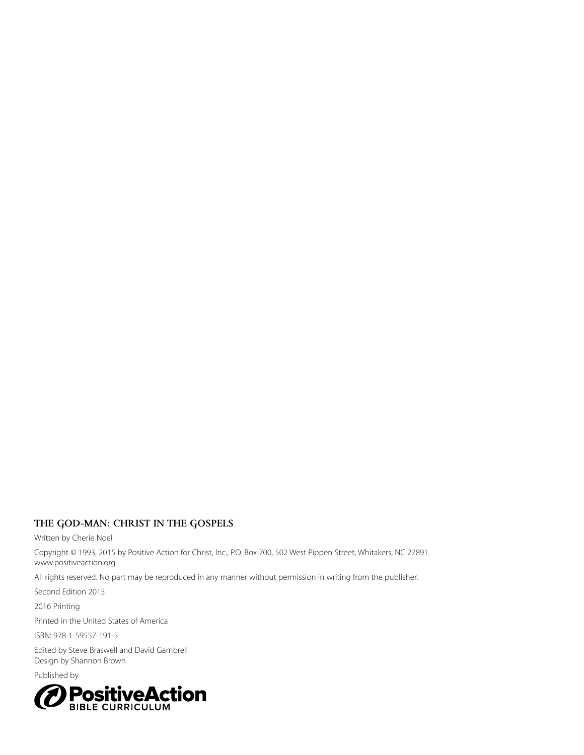**THE GOD-MAN: CHRIST IN THE GOSPELS**

Written by Cherie Noel

Copyright © 1993, 2015 by Positive Action for Christ, Inc., P.O. Box 700, 502 West Pippen Street, Whitakers, NC 27891.
www.positiveaction.org

All rights reserved. No part may be reproduced in any manner without permission in writing from the publisher.

Second Edition 2015

2016 Printing

Printed in the United States of America

ISBN: 978-1-59557-191-5

Edited by Steve Braswell and David Gambrell
Design by Shannon Brown

Published by

PositiveAction
BIBLE CURRICULUM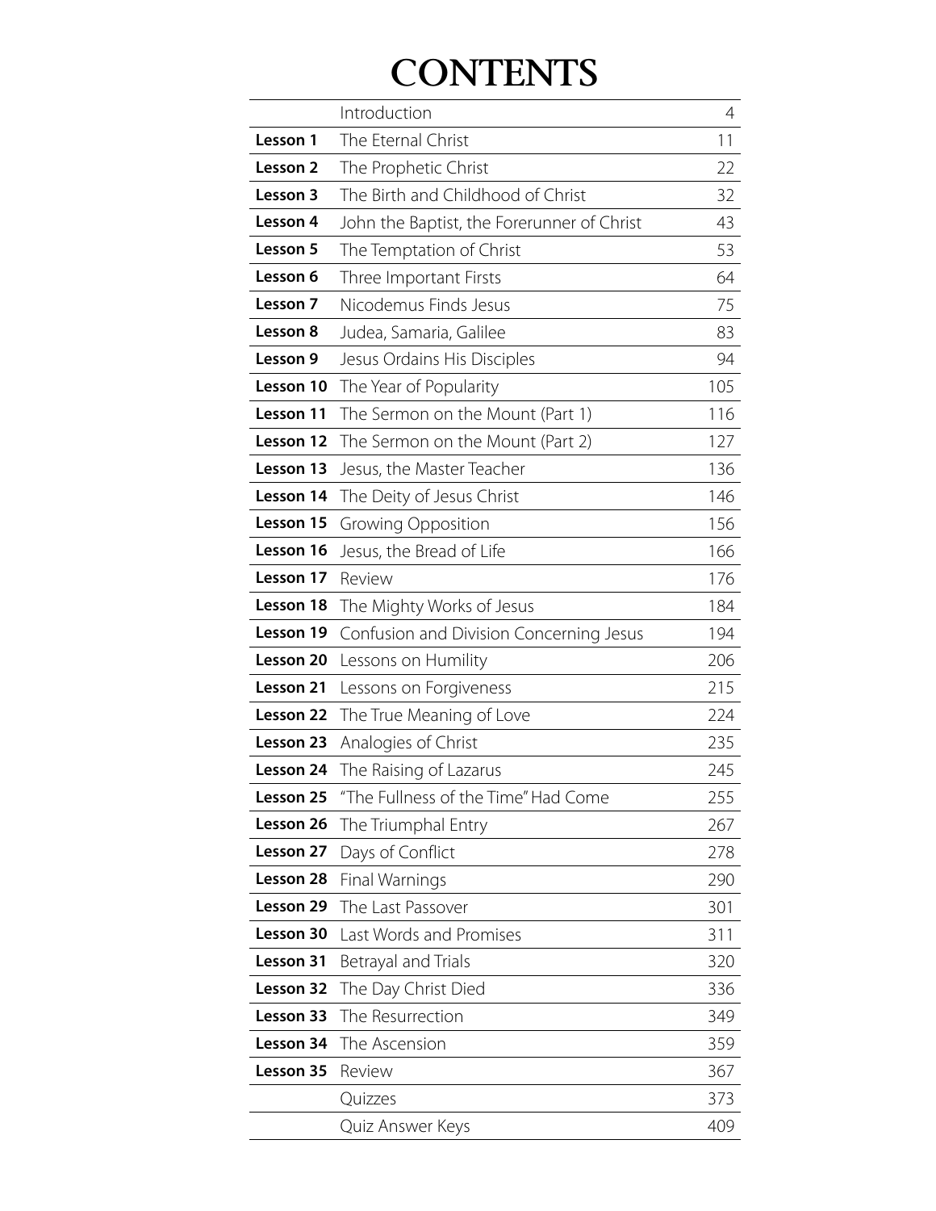# CONTENTS

| | | |
|---|---|---|
| | Introduction | 4 |
| **Lesson 1** | The Eternal Christ | 11 |
| **Lesson 2** | The Prophetic Christ | 22 |
| **Lesson 3** | The Birth and Childhood of Christ | 32 |
| **Lesson 4** | John the Baptist, the Forerunner of Christ | 43 |
| **Lesson 5** | The Temptation of Christ | 53 |
| **Lesson 6** | Three Important Firsts | 64 |
| **Lesson 7** | Nicodemus Finds Jesus | 75 |
| **Lesson 8** | Judea, Samaria, Galilee | 83 |
| **Lesson 9** | Jesus Ordains His Disciples | 94 |
| **Lesson 10** | The Year of Popularity | 105 |
| **Lesson 11** | The Sermon on the Mount (Part 1) | 116 |
| **Lesson 12** | The Sermon on the Mount (Part 2) | 127 |
| **Lesson 13** | Jesus, the Master Teacher | 136 |
| **Lesson 14** | The Deity of Jesus Christ | 146 |
| **Lesson 15** | Growing Opposition | 156 |
| **Lesson 16** | Jesus, the Bread of Life | 166 |
| **Lesson 17** | Review | 176 |
| **Lesson 18** | The Mighty Works of Jesus | 184 |
| **Lesson 19** | Confusion and Division Concerning Jesus | 194 |
| **Lesson 20** | Lessons on Humility | 206 |
| **Lesson 21** | Lessons on Forgiveness | 215 |
| **Lesson 22** | The True Meaning of Love | 224 |
| **Lesson 23** | Analogies of Christ | 235 |
| **Lesson 24** | The Raising of Lazarus | 245 |
| **Lesson 25** | "The Fullness of the Time" Had Come | 255 |
| **Lesson 26** | The Triumphal Entry | 267 |
| **Lesson 27** | Days of Conflict | 278 |
| **Lesson 28** | Final Warnings | 290 |
| **Lesson 29** | The Last Passover | 301 |
| **Lesson 30** | Last Words and Promises | 311 |
| **Lesson 31** | Betrayal and Trials | 320 |
| **Lesson 32** | The Day Christ Died | 336 |
| **Lesson 33** | The Resurrection | 349 |
| **Lesson 34** | The Ascension | 359 |
| **Lesson 35** | Review | 367 |
| | Quizzes | 373 |
| | Quiz Answer Keys | 409 |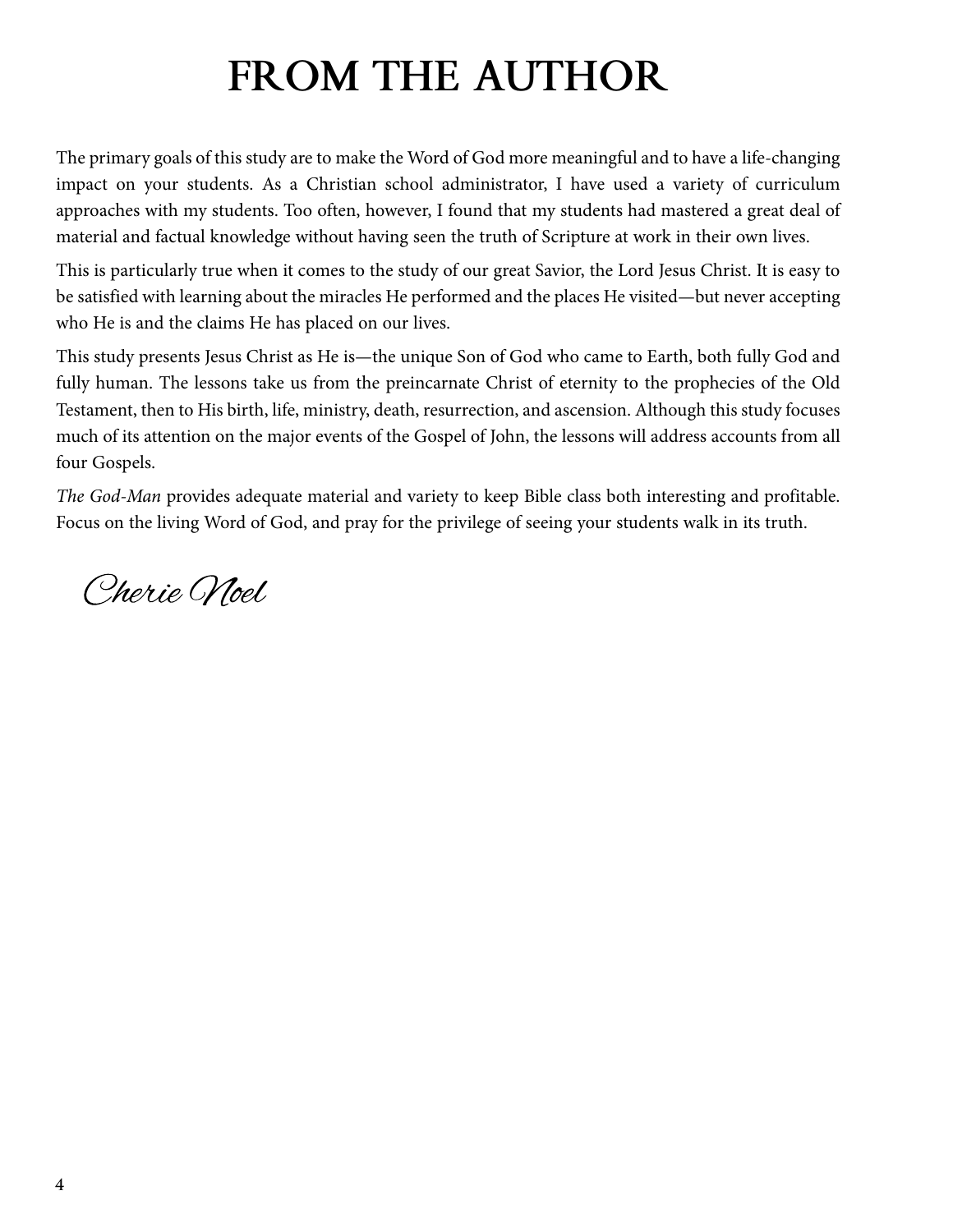# FROM THE AUTHOR

The primary goals of this study are to make the Word of God more meaningful and to have a life-changing impact on your students. As a Christian school administrator, I have used a variety of curriculum approaches with my students. Too often, however, I found that my students had mastered a great deal of material and factual knowledge without having seen the truth of Scripture at work in their own lives.

This is particularly true when it comes to the study of our great Savior, the Lord Jesus Christ. It is easy to be satisfied with learning about the miracles He performed and the places He visited—but never accepting who He is and the claims He has placed on our lives.

This study presents Jesus Christ as He is—the unique Son of God who came to Earth, both fully God and fully human. The lessons take us from the preincarnate Christ of eternity to the prophecies of the Old Testament, then to His birth, life, ministry, death, resurrection, and ascension. Although this study focuses much of its attention on the major events of the Gospel of John, the lessons will address accounts from all four Gospels.

*The God-Man* provides adequate material and variety to keep Bible class both interesting and profitable. Focus on the living Word of God, and pray for the privilege of seeing your students walk in its truth.

Cherie Noel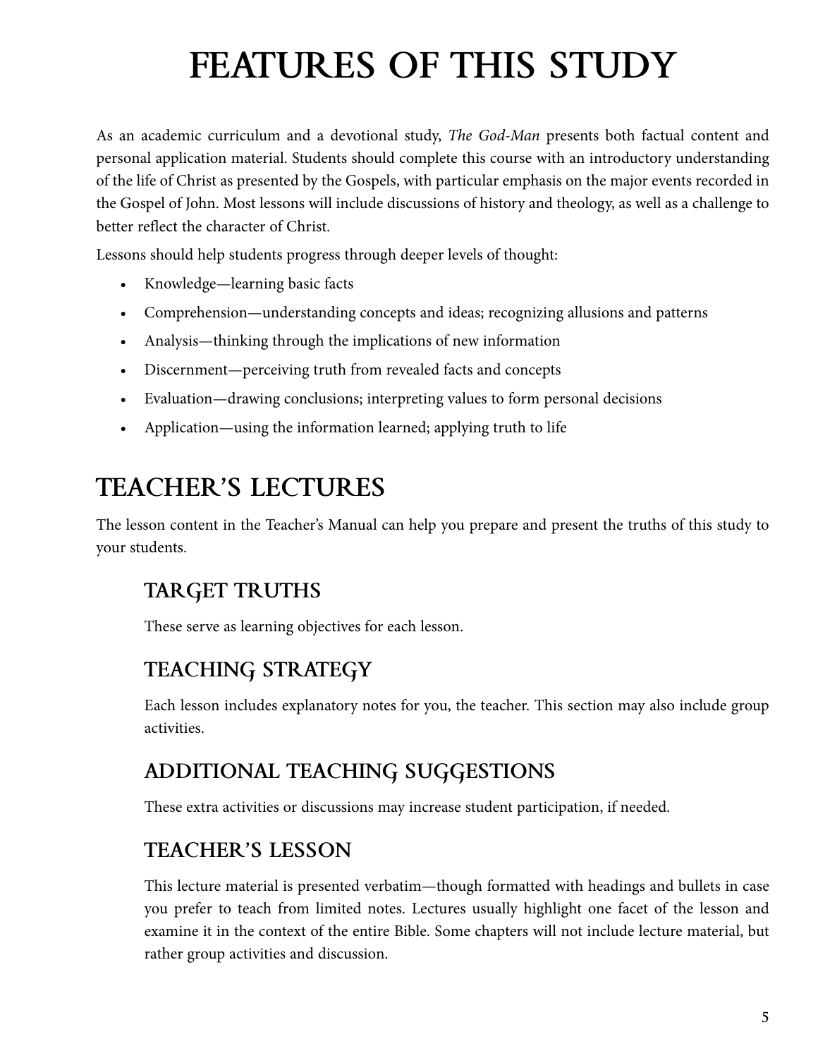# FEATURES OF THIS STUDY

As an academic curriculum and a devotional study, *The God-Man* presents both factual content and personal application material. Students should complete this course with an introductory understanding of the life of Christ as presented by the Gospels, with particular emphasis on the major events recorded in the Gospel of John. Most lessons will include discussions of history and theology, as well as a challenge to better reflect the character of Christ.

Lessons should help students progress through deeper levels of thought:

- Knowledge—learning basic facts
- Comprehension—understanding concepts and ideas; recognizing allusions and patterns
- Analysis—thinking through the implications of new information
- Discernment—perceiving truth from revealed facts and concepts
- Evaluation—drawing conclusions; interpreting values to form personal decisions
- Application—using the information learned; applying truth to life

## TEACHER'S LECTURES

The lesson content in the Teacher's Manual can help you prepare and present the truths of this study to your students.

### TARGET TRUTHS

These serve as learning objectives for each lesson.

### TEACHING STRATEGY

Each lesson includes explanatory notes for you, the teacher. This section may also include group activities.

### ADDITIONAL TEACHING SUGGESTIONS

These extra activities or discussions may increase student participation, if needed.

### TEACHER'S LESSON

This lecture material is presented verbatim—though formatted with headings and bullets in case you prefer to teach from limited notes. Lectures usually highlight one facet of the lesson and examine it in the context of the entire Bible. Some chapters will not include lecture material, but rather group activities and discussion.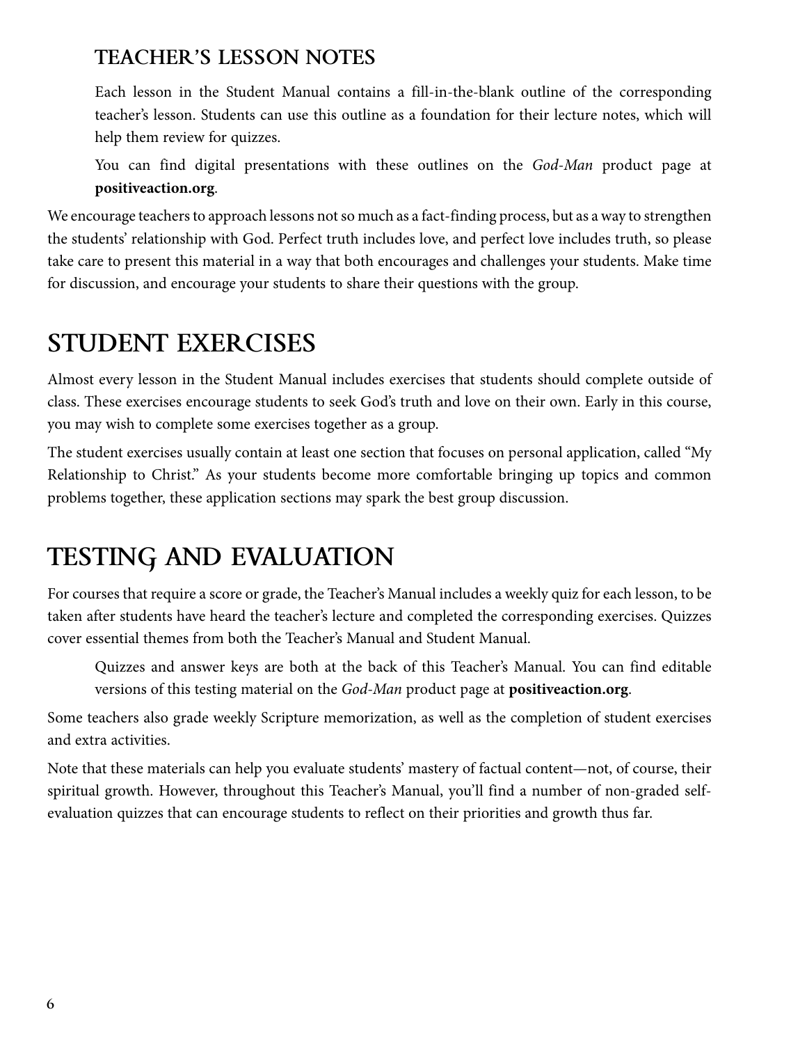### TEACHER'S LESSON NOTES

Each lesson in the Student Manual contains a fill-in-the-blank outline of the corresponding teacher's lesson. Students can use this outline as a foundation for their lecture notes, which will help them review for quizzes.

You can find digital presentations with these outlines on the *God-Man* product page at **positiveaction.org**.

We encourage teachers to approach lessons not so much as a fact-finding process, but as a way to strengthen the students' relationship with God. Perfect truth includes love, and perfect love includes truth, so please take care to present this material in a way that both encourages and challenges your students. Make time for discussion, and encourage your students to share their questions with the group.

## STUDENT EXERCISES

Almost every lesson in the Student Manual includes exercises that students should complete outside of class. These exercises encourage students to seek God's truth and love on their own. Early in this course, you may wish to complete some exercises together as a group.

The student exercises usually contain at least one section that focuses on personal application, called "My Relationship to Christ." As your students become more comfortable bringing up topics and common problems together, these application sections may spark the best group discussion.

## TESTING AND EVALUATION

For courses that require a score or grade, the Teacher's Manual includes a weekly quiz for each lesson, to be taken after students have heard the teacher's lecture and completed the corresponding exercises. Quizzes cover essential themes from both the Teacher's Manual and Student Manual.

Quizzes and answer keys are both at the back of this Teacher's Manual. You can find editable versions of this testing material on the *God-Man* product page at **positiveaction.org**.

Some teachers also grade weekly Scripture memorization, as well as the completion of student exercises and extra activities.

Note that these materials can help you evaluate students' mastery of factual content—not, of course, their spiritual growth. However, throughout this Teacher's Manual, you'll find a number of non-graded self-evaluation quizzes that can encourage students to reflect on their priorities and growth thus far.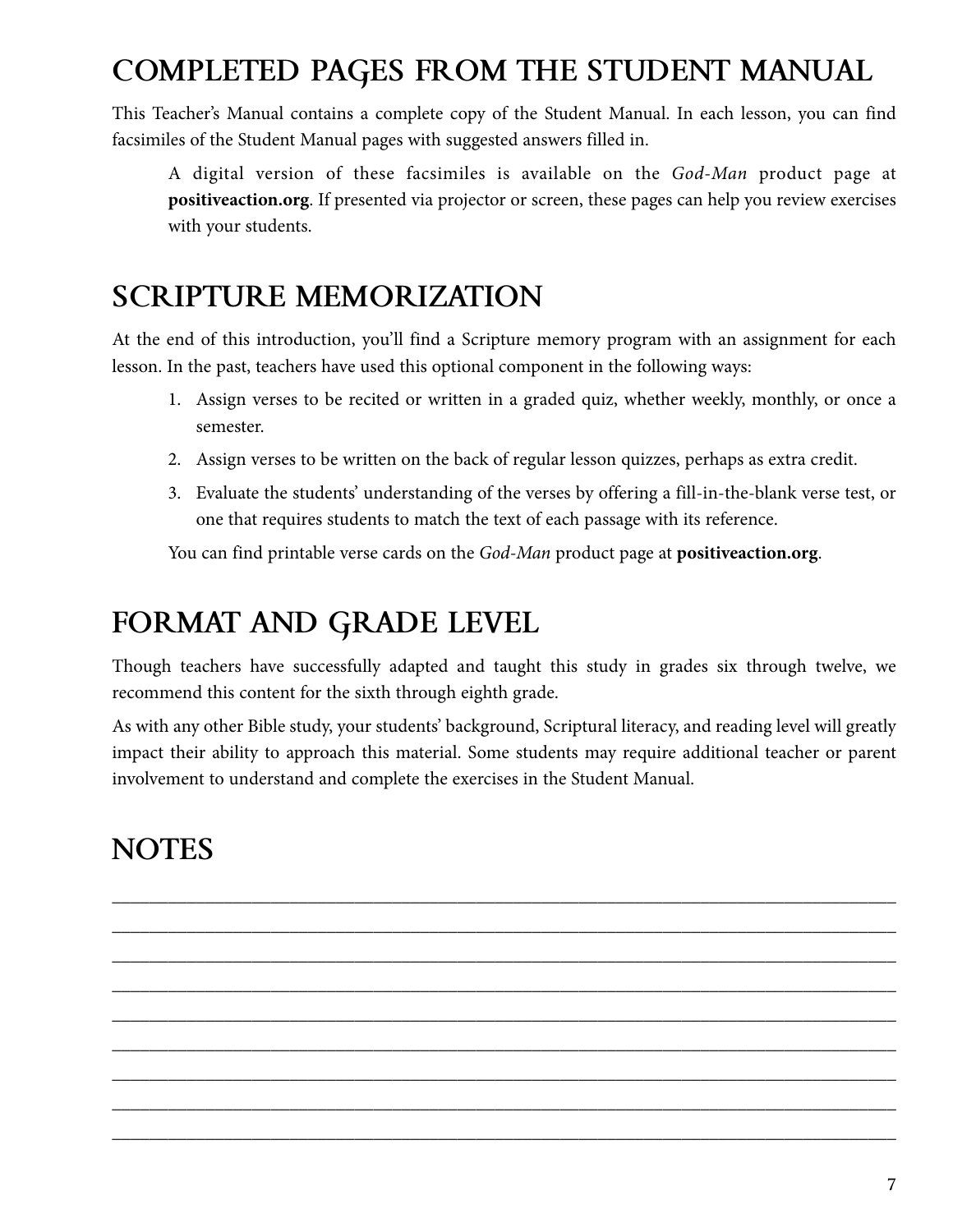## COMPLETED PAGES FROM THE STUDENT MANUAL

This Teacher's Manual contains a complete copy of the Student Manual. In each lesson, you can find facsimiles of the Student Manual pages with suggested answers filled in.

A digital version of these facsimiles is available on the *God-Man* product page at **positiveaction.org**. If presented via projector or screen, these pages can help you review exercises with your students.

## SCRIPTURE MEMORIZATION

At the end of this introduction, you'll find a Scripture memory program with an assignment for each lesson. In the past, teachers have used this optional component in the following ways:

1. Assign verses to be recited or written in a graded quiz, whether weekly, monthly, or once a semester.
2. Assign verses to be written on the back of regular lesson quizzes, perhaps as extra credit.
3. Evaluate the students' understanding of the verses by offering a fill-in-the-blank verse test, or one that requires students to match the text of each passage with its reference.

You can find printable verse cards on the *God-Man* product page at **positiveaction.org**.

## FORMAT AND GRADE LEVEL

Though teachers have successfully adapted and taught this study in grades six through twelve, we recommend this content for the sixth through eighth grade.

As with any other Bible study, your students' background, Scriptural literacy, and reading level will greatly impact their ability to approach this material. Some students may require additional teacher or parent involvement to understand and complete the exercises in the Student Manual.

## NOTES

______________________________________________________________________________

______________________________________________________________________________

______________________________________________________________________________

______________________________________________________________________________

______________________________________________________________________________

______________________________________________________________________________

______________________________________________________________________________

______________________________________________________________________________

______________________________________________________________________________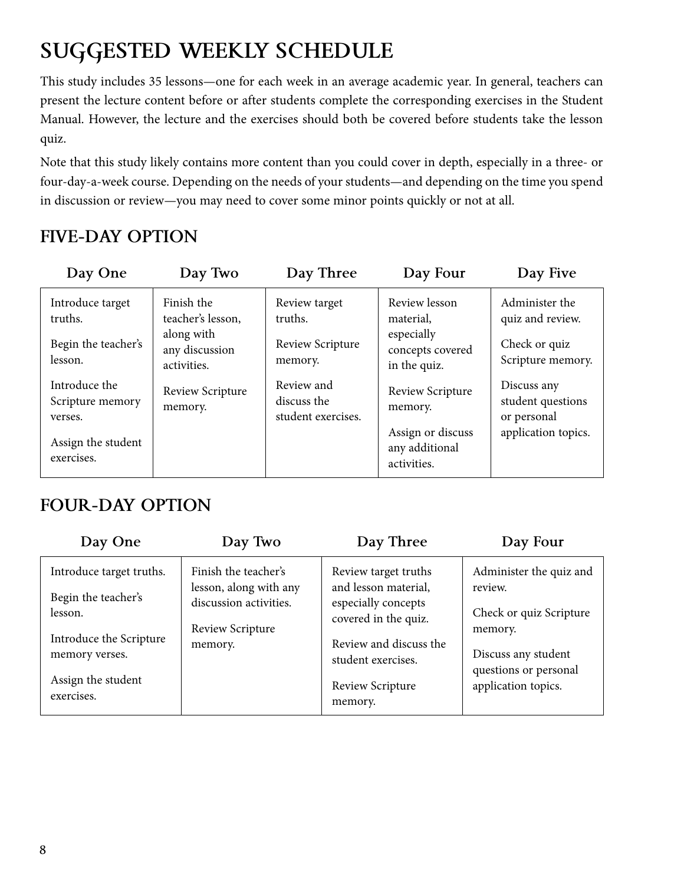# SUGGESTED WEEKLY SCHEDULE

This study includes 35 lessons—one for each week in an average academic year. In general, teachers can present the lecture content before or after students complete the corresponding exercises in the Student Manual. However, the lecture and the exercises should both be covered before students take the lesson quiz.

Note that this study likely contains more content than you could cover in depth, especially in a three- or four-day-a-week course. Depending on the needs of your students—and depending on the time you spend in discussion or review—you may need to cover some minor points quickly or not at all.

## FIVE-DAY OPTION

| Day One | Day Two | Day Three | Day Four | Day Five |
|---|---|---|---|---|
| Introduce target truths.<br><br>Begin the teacher's lesson.<br><br>Introduce the Scripture memory verses.<br><br>Assign the student exercises. | Finish the teacher's lesson, along with any discussion activities.<br><br>Review Scripture memory. | Review target truths.<br><br>Review Scripture memory.<br><br>Review and discuss the student exercises. | Review lesson material, especially concepts covered in the quiz.<br><br>Review Scripture memory.<br><br>Assign or discuss any additional activities. | Administer the quiz and review.<br><br>Check or quiz Scripture memory.<br><br>Discuss any student questions or personal application topics. |

## FOUR-DAY OPTION

| Day One | Day Two | Day Three | Day Four |
|---|---|---|---|
| Introduce target truths.<br><br>Begin the teacher's lesson.<br><br>Introduce the Scripture memory verses.<br><br>Assign the student exercises. | Finish the teacher's lesson, along with any discussion activities.<br><br>Review Scripture memory. | Review target truths and lesson material, especially concepts covered in the quiz.<br><br>Review and discuss the student exercises.<br><br>Review Scripture memory. | Administer the quiz and review.<br><br>Check or quiz Scripture memory.<br><br>Discuss any student questions or personal application topics. |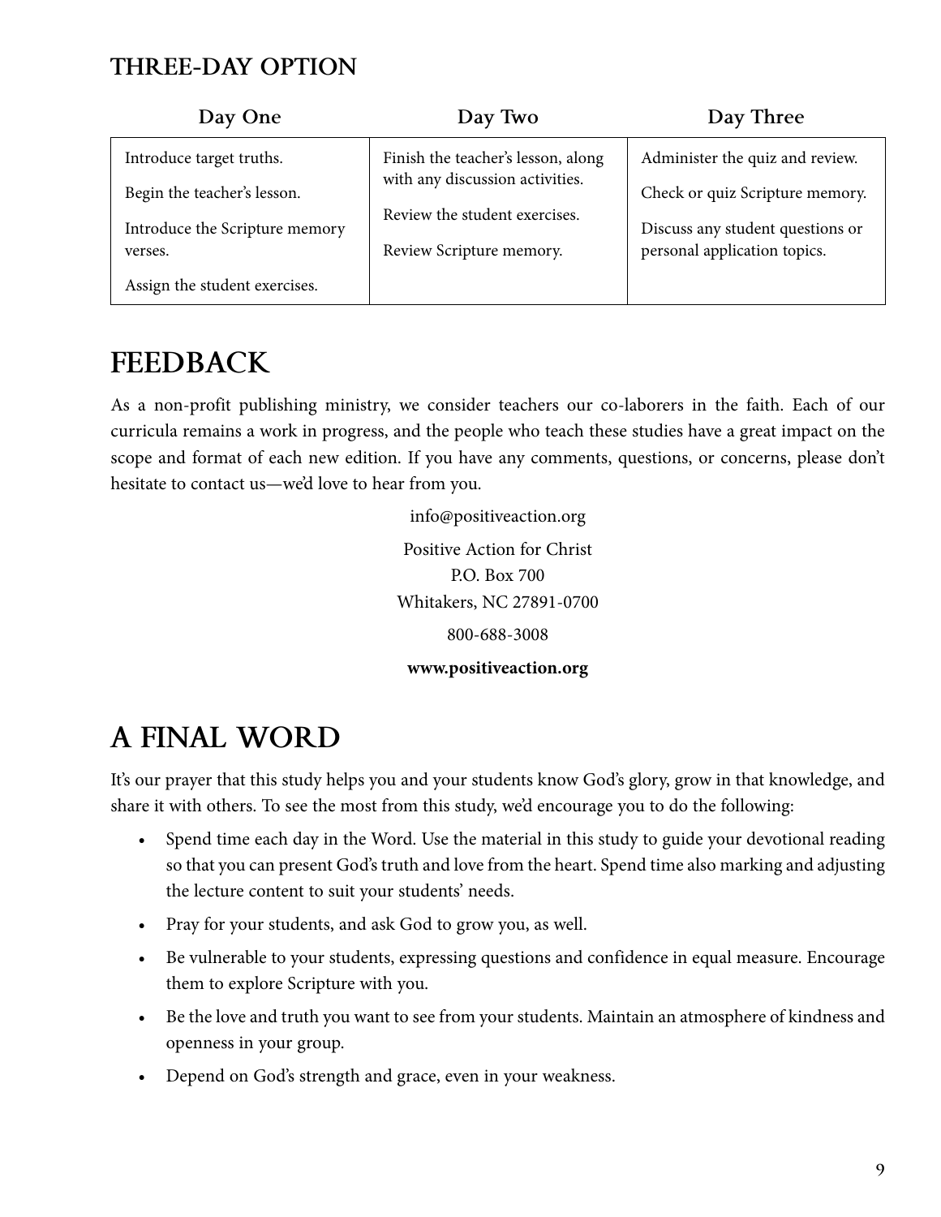### THREE-DAY OPTION

| Day One | Day Two | Day Three |
| --- | --- | --- |
| Introduce target truths.<br>Begin the teacher's lesson.<br>Introduce the Scripture memory verses.<br>Assign the student exercises. | Finish the teacher's lesson, along with any discussion activities.<br>Review the student exercises.<br>Review Scripture memory. | Administer the quiz and review.<br>Check or quiz Scripture memory.<br>Discuss any student questions or personal application topics. |

## FEEDBACK

As a non-profit publishing ministry, we consider teachers our co-laborers in the faith. Each of our curricula remains a work in progress, and the people who teach these studies have a great impact on the scope and format of each new edition. If you have any comments, questions, or concerns, please don't hesitate to contact us—we'd love to hear from you.

info@positiveaction.org

Positive Action for Christ
P.O. Box 700
Whitakers, NC 27891-0700

800-688-3008

**www.positiveaction.org**

## A FINAL WORD

It's our prayer that this study helps you and your students know God's glory, grow in that knowledge, and share it with others. To see the most from this study, we'd encourage you to do the following:

- Spend time each day in the Word. Use the material in this study to guide your devotional reading so that you can present God's truth and love from the heart. Spend time also marking and adjusting the lecture content to suit your students' needs.
- Pray for your students, and ask God to grow you, as well.
- Be vulnerable to your students, expressing questions and confidence in equal measure. Encourage them to explore Scripture with you.
- Be the love and truth you want to see from your students. Maintain an atmosphere of kindness and openness in your group.
- Depend on God's strength and grace, even in your weakness.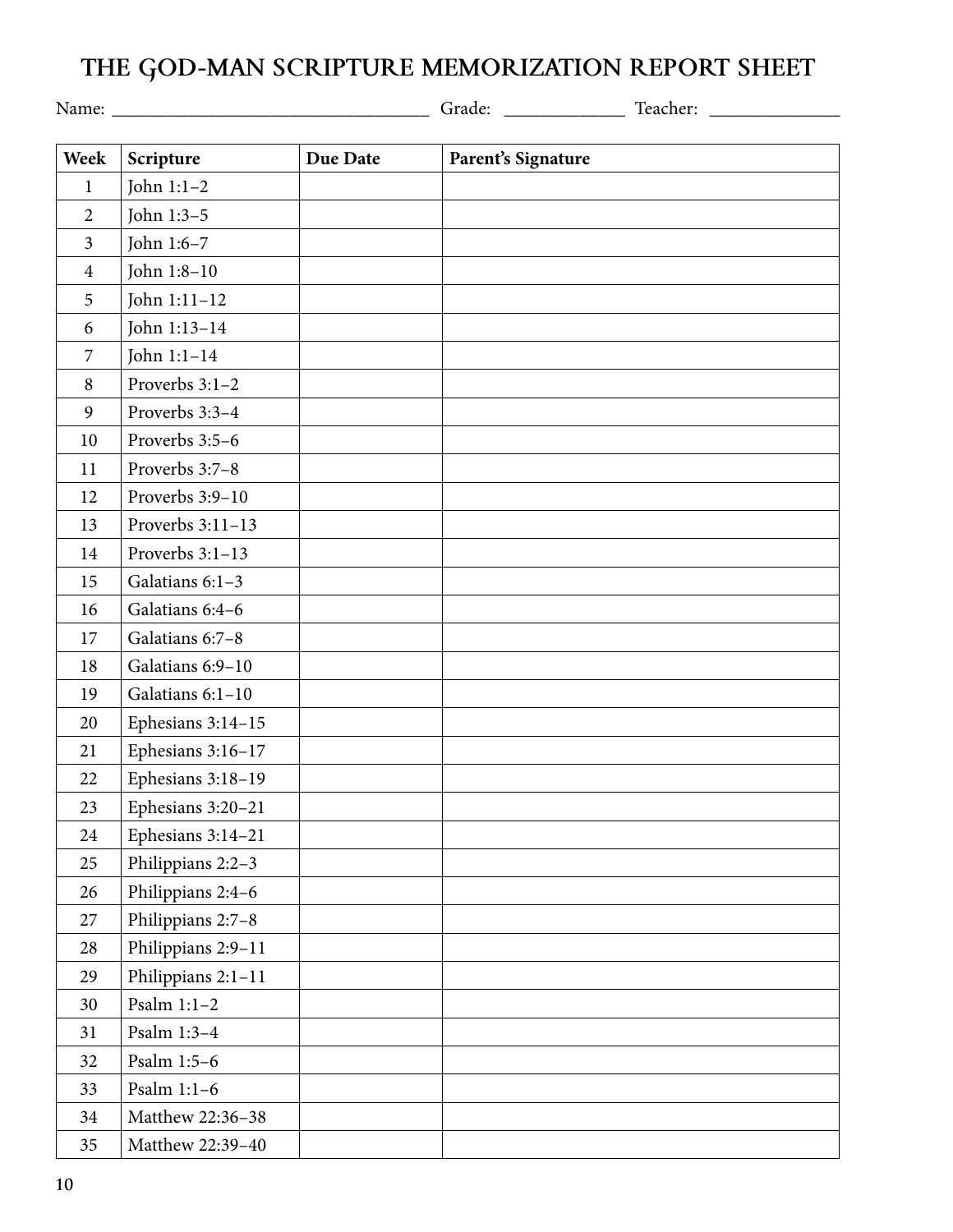# THE GOD-MAN SCRIPTURE MEMORIZATION REPORT SHEET

Name: ________________________________ Grade: ____________ Teacher: _____________

| Week | Scripture | Due Date | Parent's Signature |
|---|---|---|---|
| 1 | John 1:1–2 | | |
| 2 | John 1:3–5 | | |
| 3 | John 1:6–7 | | |
| 4 | John 1:8–10 | | |
| 5 | John 1:11–12 | | |
| 6 | John 1:13–14 | | |
| 7 | John 1:1–14 | | |
| 8 | Proverbs 3:1–2 | | |
| 9 | Proverbs 3:3–4 | | |
| 10 | Proverbs 3:5–6 | | |
| 11 | Proverbs 3:7–8 | | |
| 12 | Proverbs 3:9–10 | | |
| 13 | Proverbs 3:11–13 | | |
| 14 | Proverbs 3:1–13 | | |
| 15 | Galatians 6:1–3 | | |
| 16 | Galatians 6:4–6 | | |
| 17 | Galatians 6:7–8 | | |
| 18 | Galatians 6:9–10 | | |
| 19 | Galatians 6:1–10 | | |
| 20 | Ephesians 3:14–15 | | |
| 21 | Ephesians 3:16–17 | | |
| 22 | Ephesians 3:18–19 | | |
| 23 | Ephesians 3:20–21 | | |
| 24 | Ephesians 3:14–21 | | |
| 25 | Philippians 2:2–3 | | |
| 26 | Philippians 2:4–6 | | |
| 27 | Philippians 2:7–8 | | |
| 28 | Philippians 2:9–11 | | |
| 29 | Philippians 2:1–11 | | |
| 30 | Psalm 1:1–2 | | |
| 31 | Psalm 1:3–4 | | |
| 32 | Psalm 1:5–6 | | |
| 33 | Psalm 1:1–6 | | |
| 34 | Matthew 22:36–38 | | |
| 35 | Matthew 22:39–40 | | |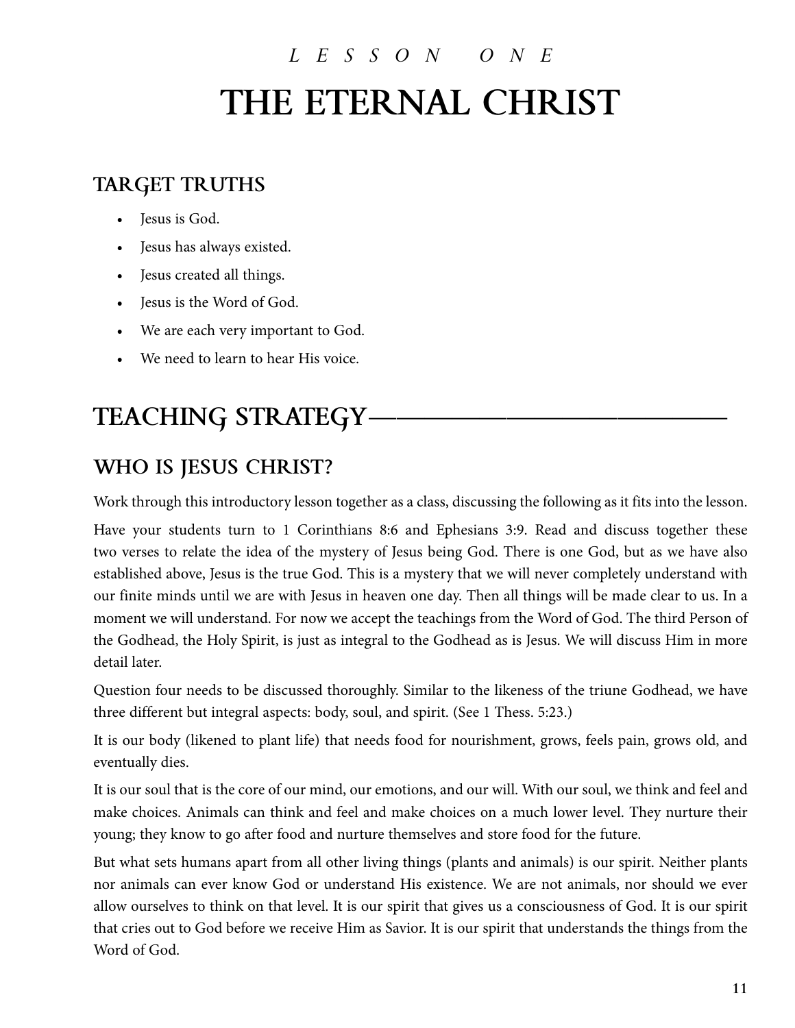*LESSON ONE*

# THE ETERNAL CHRIST

## TARGET TRUTHS

- Jesus is God.
- Jesus has always existed.
- Jesus created all things.
- Jesus is the Word of God.
- We are each very important to God.
- We need to learn to hear His voice.

## TEACHING STRATEGY

### WHO IS JESUS CHRIST?

Work through this introductory lesson together as a class, discussing the following as it fits into the lesson.

Have your students turn to 1 Corinthians 8:6 and Ephesians 3:9. Read and discuss together these two verses to relate the idea of the mystery of Jesus being God. There is one God, but as we have also established above, Jesus is the true God. This is a mystery that we will never completely understand with our finite minds until we are with Jesus in heaven one day. Then all things will be made clear to us. In a moment we will understand. For now we accept the teachings from the Word of God. The third Person of the Godhead, the Holy Spirit, is just as integral to the Godhead as is Jesus. We will discuss Him in more detail later.

Question four needs to be discussed thoroughly. Similar to the likeness of the triune Godhead, we have three different but integral aspects: body, soul, and spirit. (See 1 Thess. 5:23.)

It is our body (likened to plant life) that needs food for nourishment, grows, feels pain, grows old, and eventually dies.

It is our soul that is the core of our mind, our emotions, and our will. With our soul, we think and feel and make choices. Animals can think and feel and make choices on a much lower level. They nurture their young; they know to go after food and nurture themselves and store food for the future.

But what sets humans apart from all other living things (plants and animals) is our spirit. Neither plants nor animals can ever know God or understand His existence. We are not animals, nor should we ever allow ourselves to think on that level. It is our spirit that gives us a consciousness of God. It is our spirit that cries out to God before we receive Him as Savior. It is our spirit that understands the things from the Word of God.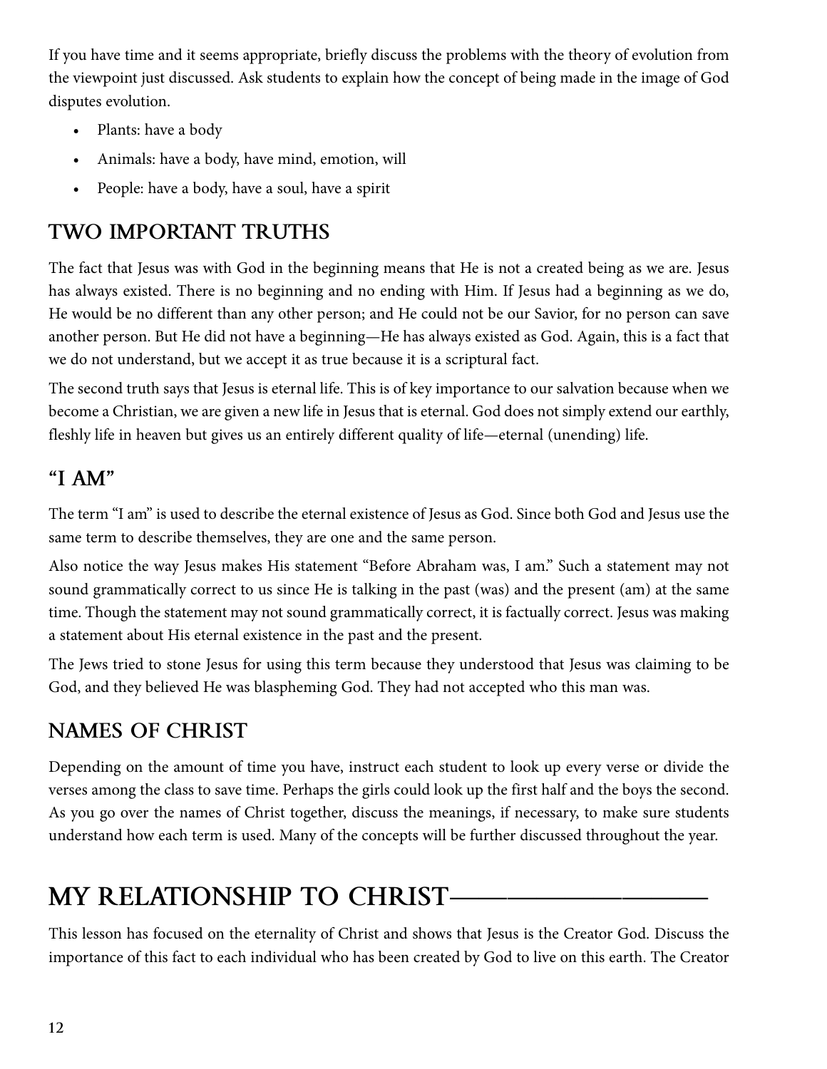If you have time and it seems appropriate, briefly discuss the problems with the theory of evolution from the viewpoint just discussed. Ask students to explain how the concept of being made in the image of God disputes evolution.

- Plants: have a body
- Animals: have a body, have mind, emotion, will
- People: have a body, have a soul, have a spirit

## TWO IMPORTANT TRUTHS

The fact that Jesus was with God in the beginning means that He is not a created being as we are. Jesus has always existed. There is no beginning and no ending with Him. If Jesus had a beginning as we do, He would be no different than any other person; and He could not be our Savior, for no person can save another person. But He did not have a beginning—He has always existed as God. Again, this is a fact that we do not understand, but we accept it as true because it is a scriptural fact.

The second truth says that Jesus is eternal life. This is of key importance to our salvation because when we become a Christian, we are given a new life in Jesus that is eternal. God does not simply extend our earthly, fleshly life in heaven but gives us an entirely different quality of life—eternal (unending) life.

## "I AM"

The term "I am" is used to describe the eternal existence of Jesus as God. Since both God and Jesus use the same term to describe themselves, they are one and the same person.

Also notice the way Jesus makes His statement "Before Abraham was, I am." Such a statement may not sound grammatically correct to us since He is talking in the past (was) and the present (am) at the same time. Though the statement may not sound grammatically correct, it is factually correct. Jesus was making a statement about His eternal existence in the past and the present.

The Jews tried to stone Jesus for using this term because they understood that Jesus was claiming to be God, and they believed He was blaspheming God. They had not accepted who this man was.

## NAMES OF CHRIST

Depending on the amount of time you have, instruct each student to look up every verse or divide the verses among the class to save time. Perhaps the girls could look up the first half and the boys the second. As you go over the names of Christ together, discuss the meanings, if necessary, to make sure students understand how each term is used. Many of the concepts will be further discussed throughout the year.

# MY RELATIONSHIP TO CHRIST

This lesson has focused on the eternality of Christ and shows that Jesus is the Creator God. Discuss the importance of this fact to each individual who has been created by God to live on this earth. The Creator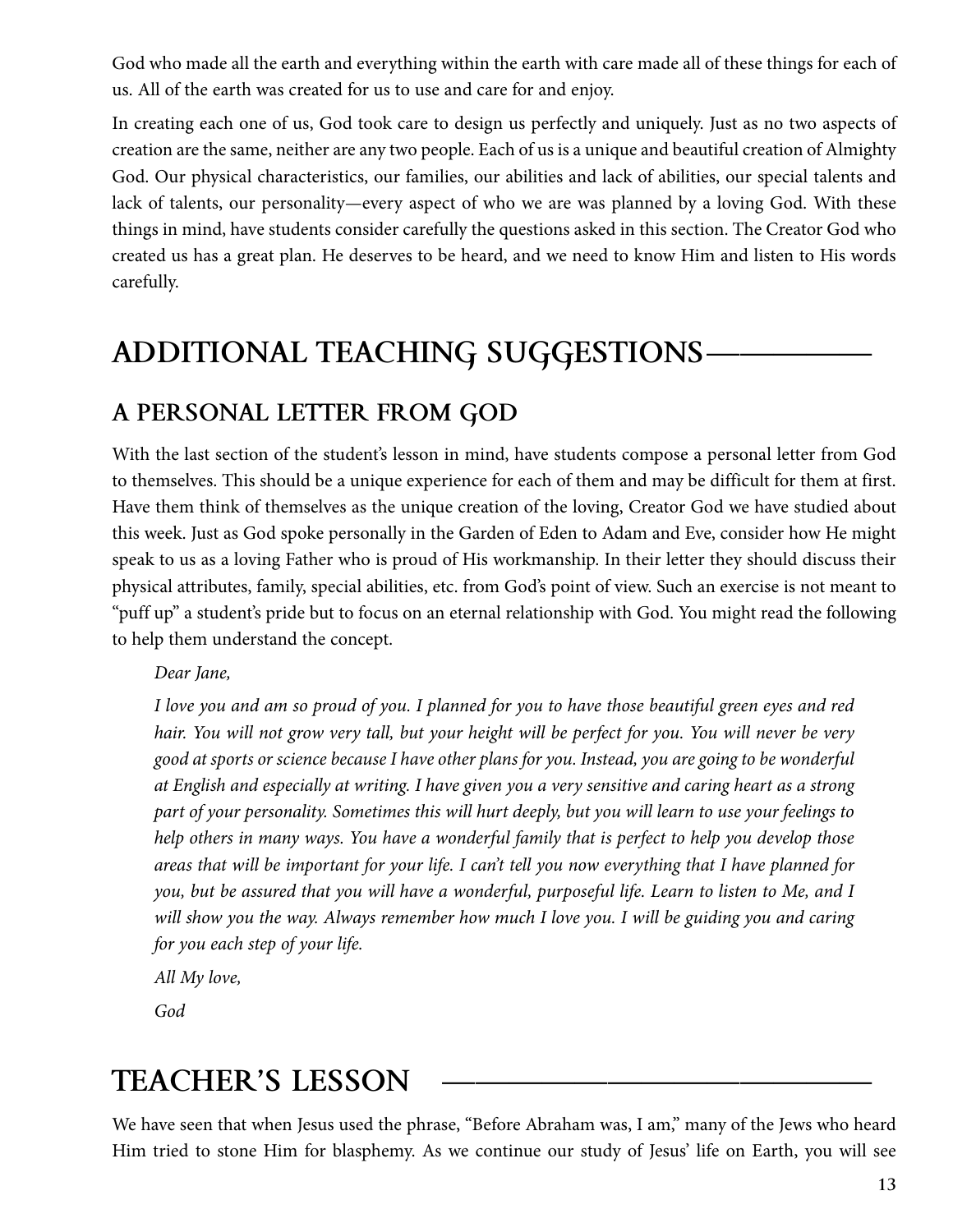God who made all the earth and everything within the earth with care made all of these things for each of us. All of the earth was created for us to use and care for and enjoy.

In creating each one of us, God took care to design us perfectly and uniquely. Just as no two aspects of creation are the same, neither are any two people. Each of us is a unique and beautiful creation of Almighty God. Our physical characteristics, our families, our abilities and lack of abilities, our special talents and lack of talents, our personality—every aspect of who we are was planned by a loving God. With these things in mind, have students consider carefully the questions asked in this section. The Creator God who created us has a great plan. He deserves to be heard, and we need to know Him and listen to His words carefully.

# ADDITIONAL TEACHING SUGGESTIONS

## A PERSONAL LETTER FROM GOD

With the last section of the student's lesson in mind, have students compose a personal letter from God to themselves. This should be a unique experience for each of them and may be difficult for them at first. Have them think of themselves as the unique creation of the loving, Creator God we have studied about this week. Just as God spoke personally in the Garden of Eden to Adam and Eve, consider how He might speak to us as a loving Father who is proud of His workmanship. In their letter they should discuss their physical attributes, family, special abilities, etc. from God's point of view. Such an exercise is not meant to "puff up" a student's pride but to focus on an eternal relationship with God. You might read the following to help them understand the concept.

> *Dear Jane,*
>
> *I love you and am so proud of you. I planned for you to have those beautiful green eyes and red hair. You will not grow very tall, but your height will be perfect for you. You will never be very good at sports or science because I have other plans for you. Instead, you are going to be wonderful at English and especially at writing. I have given you a very sensitive and caring heart as a strong part of your personality. Sometimes this will hurt deeply, but you will learn to use your feelings to help others in many ways. You have a wonderful family that is perfect to help you develop those areas that will be important for your life. I can't tell you now everything that I have planned for you, but be assured that you will have a wonderful, purposeful life. Learn to listen to Me, and I will show you the way. Always remember how much I love you. I will be guiding you and caring for you each step of your life.*
>
> *All My love,*
>
> *God*

# TEACHER'S LESSON

We have seen that when Jesus used the phrase, "Before Abraham was, I am," many of the Jews who heard Him tried to stone Him for blasphemy. As we continue our study of Jesus' life on Earth, you will see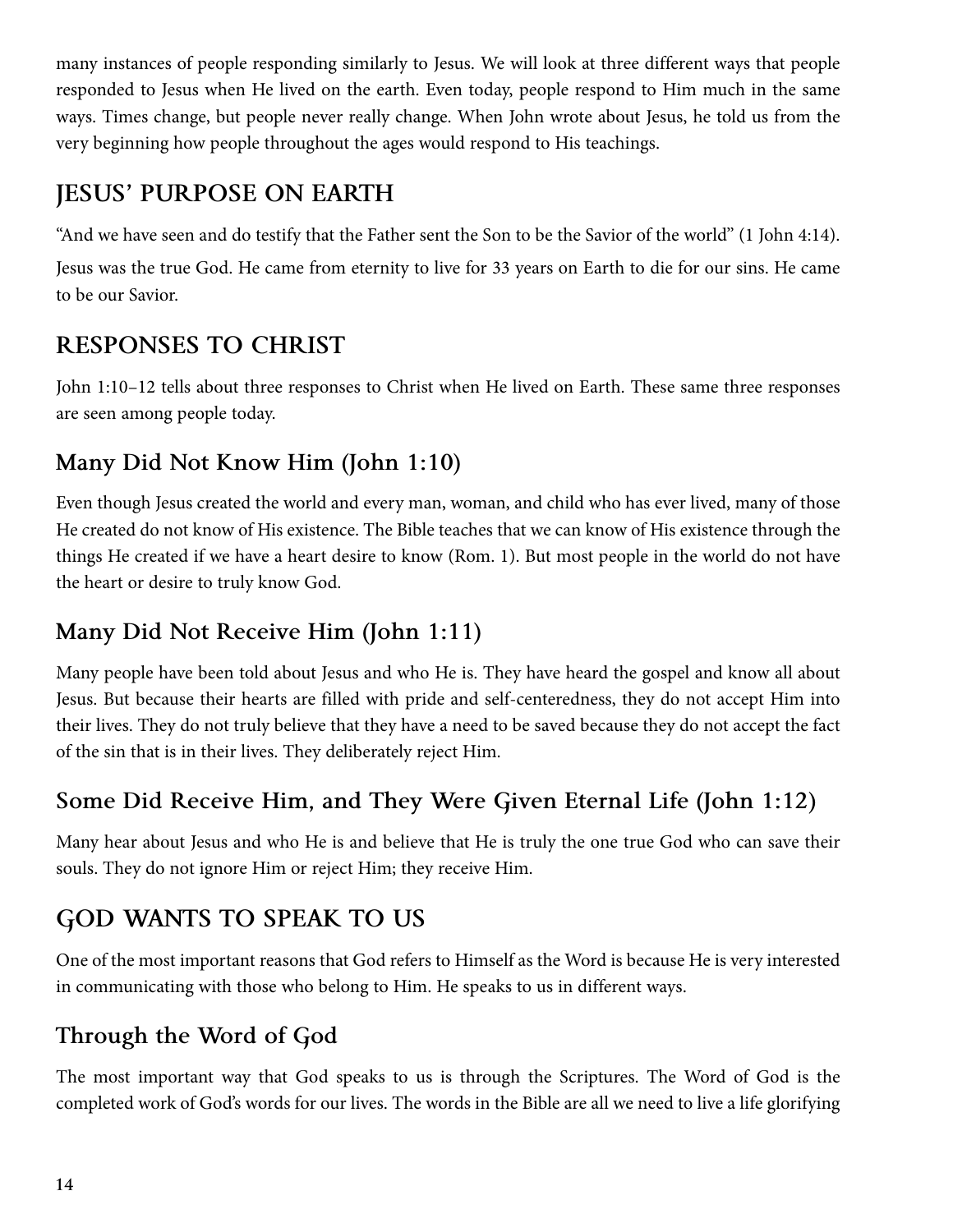many instances of people responding similarly to Jesus. We will look at three different ways that people responded to Jesus when He lived on the earth. Even today, people respond to Him much in the same ways. Times change, but people never really change. When John wrote about Jesus, he told us from the very beginning how people throughout the ages would respond to His teachings.

## JESUS' PURPOSE ON EARTH

"And we have seen and do testify that the Father sent the Son to be the Savior of the world" (1 John 4:14).

Jesus was the true God. He came from eternity to live for 33 years on Earth to die for our sins. He came to be our Savior.

## RESPONSES TO CHRIST

John 1:10–12 tells about three responses to Christ when He lived on Earth. These same three responses are seen among people today.

### Many Did Not Know Him (John 1:10)

Even though Jesus created the world and every man, woman, and child who has ever lived, many of those He created do not know of His existence. The Bible teaches that we can know of His existence through the things He created if we have a heart desire to know (Rom. 1). But most people in the world do not have the heart or desire to truly know God.

### Many Did Not Receive Him (John 1:11)

Many people have been told about Jesus and who He is. They have heard the gospel and know all about Jesus. But because their hearts are filled with pride and self-centeredness, they do not accept Him into their lives. They do not truly believe that they have a need to be saved because they do not accept the fact of the sin that is in their lives. They deliberately reject Him.

### Some Did Receive Him, and They Were Given Eternal Life (John 1:12)

Many hear about Jesus and who He is and believe that He is truly the one true God who can save their souls. They do not ignore Him or reject Him; they receive Him.

## GOD WANTS TO SPEAK TO US

One of the most important reasons that God refers to Himself as the Word is because He is very interested in communicating with those who belong to Him. He speaks to us in different ways.

### Through the Word of God

The most important way that God speaks to us is through the Scriptures. The Word of God is the completed work of God's words for our lives. The words in the Bible are all we need to live a life glorifying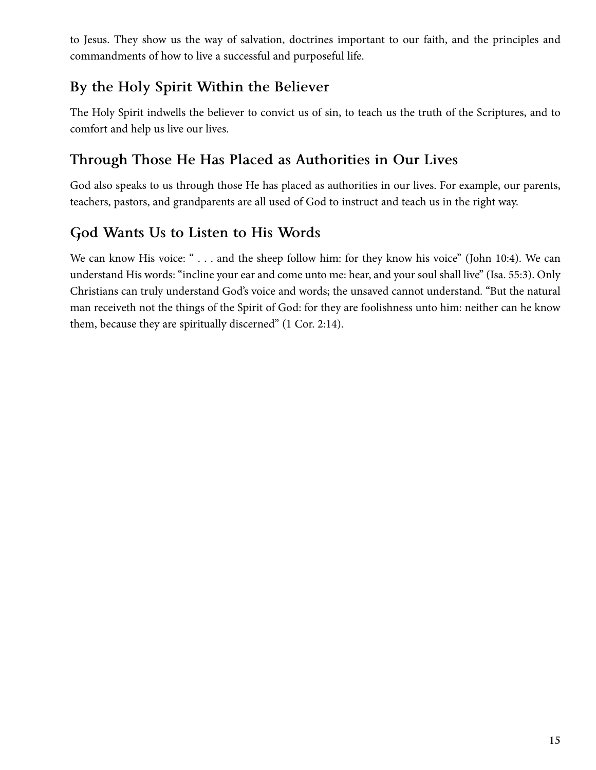to Jesus. They show us the way of salvation, doctrines important to our faith, and the principles and commandments of how to live a successful and purposeful life.

## By the Holy Spirit Within the Believer

The Holy Spirit indwells the believer to convict us of sin, to teach us the truth of the Scriptures, and to comfort and help us live our lives.

## Through Those He Has Placed as Authorities in Our Lives

God also speaks to us through those He has placed as authorities in our lives. For example, our parents, teachers, pastors, and grandparents are all used of God to instruct and teach us in the right way.

## God Wants Us to Listen to His Words

We can know His voice: " . . . and the sheep follow him: for they know his voice" (John 10:4). We can understand His words: "incline your ear and come unto me: hear, and your soul shall live" (Isa. 55:3). Only Christians can truly understand God's voice and words; the unsaved cannot understand. "But the natural man receiveth not the things of the Spirit of God: for they are foolishness unto him: neither can he know them, because they are spiritually discerned" (1 Cor. 2:14).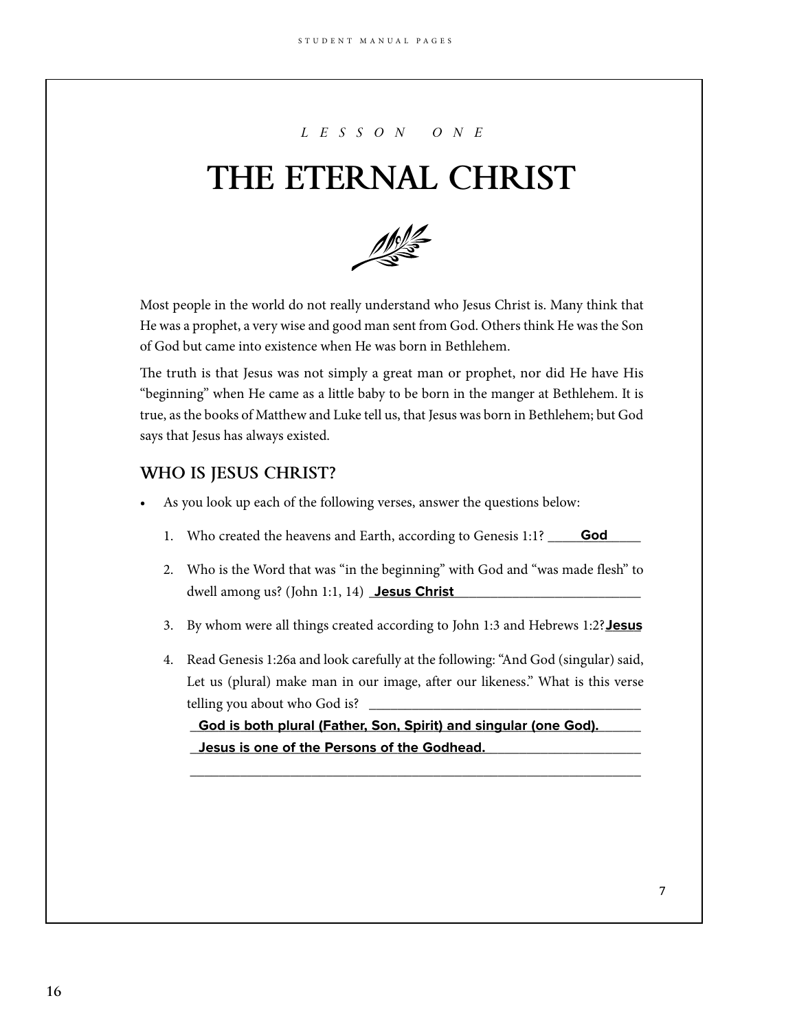*LESSON ONE*

# THE ETERNAL CHRIST

Most people in the world do not really understand who Jesus Christ is. Many think that He was a prophet, a very wise and good man sent from God. Others think He was the Son of God but came into existence when He was born in Bethlehem.

The truth is that Jesus was not simply a great man or prophet, nor did He have His "beginning" when He came as a little baby to be born in the manger at Bethlehem. It is true, as the books of Matthew and Luke tell us, that Jesus was born in Bethlehem; but God says that Jesus has always existed.

## WHO IS JESUS CHRIST?

- As you look up each of the following verses, answer the questions below:

1. Who created the heavens and Earth, according to Genesis 1:1? **God**
2. Who is the Word that was "in the beginning" with God and "was made flesh" to dwell among us? (John 1:1, 14) **Jesus Christ**
3. By whom were all things created according to John 1:3 and Hebrews 1:2? **Jesus**
4. Read Genesis 1:26a and look carefully at the following: "And God (singular) said, Let us (plural) make man in our image, after our likeness." What is this verse telling you about who God is?

   **God is both plural (Father, Son, Spirit) and singular (one God).**
   **Jesus is one of the Persons of the Godhead.**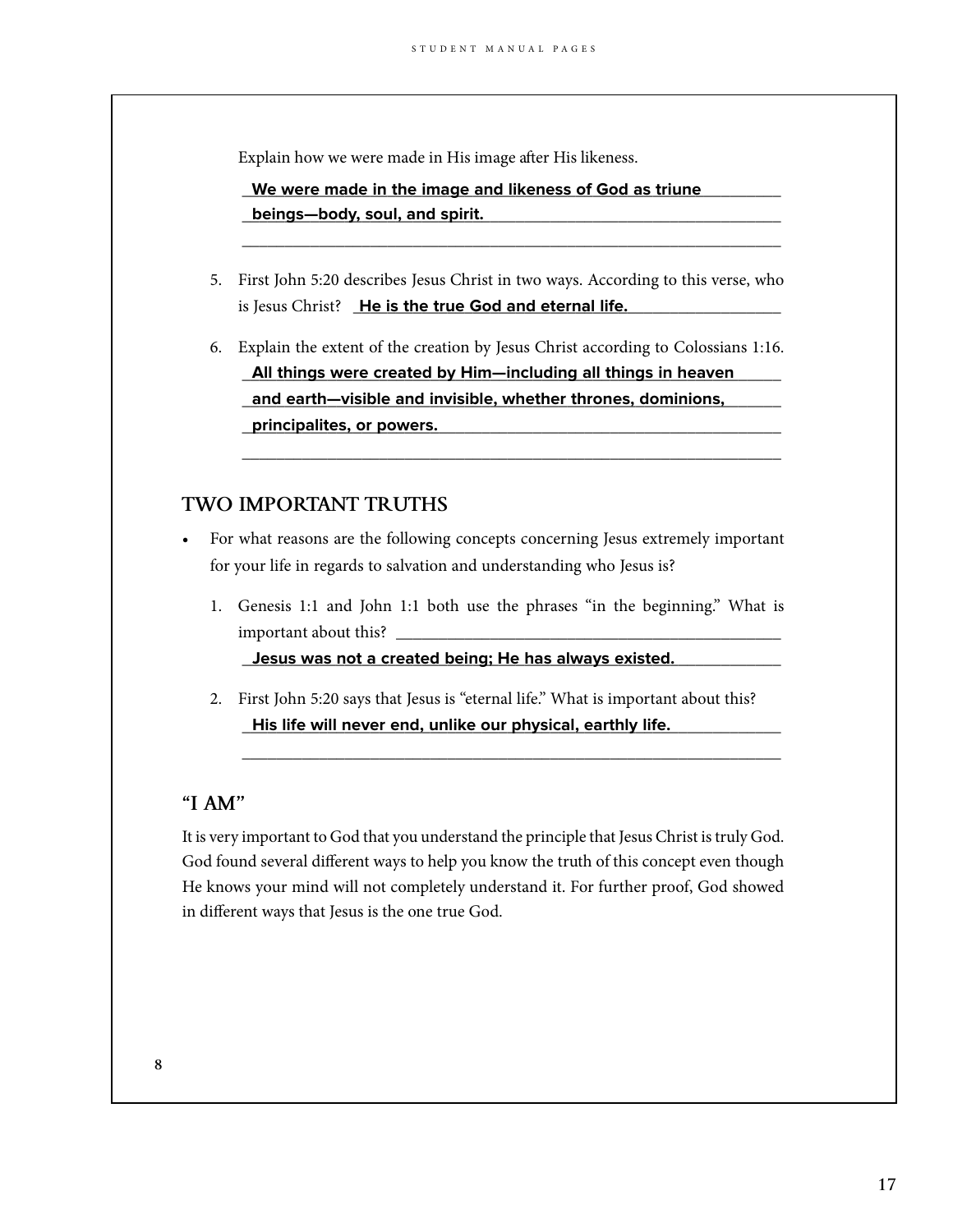Explain how we were made in His image after His likeness.

**We were made in the image and likeness of God as triune beings—body, soul, and spirit.**

5. First John 5:20 describes Jesus Christ in two ways. According to this verse, who is Jesus Christ? **He is the true God and eternal life.**

6. Explain the extent of the creation by Jesus Christ according to Colossians 1:16.
   **All things were created by Him—including all things in heaven and earth—visible and invisible, whether thrones, dominions, principalites, or powers.**

## TWO IMPORTANT TRUTHS

- For what reasons are the following concepts concerning Jesus extremely important for your life in regards to salvation and understanding who Jesus is?

  1. Genesis 1:1 and John 1:1 both use the phrases "in the beginning." What is important about this?
     **Jesus was not a created being; He has always existed.**

  2. First John 5:20 says that Jesus is "eternal life." What is important about this?
     **His life will never end, unlike our physical, earthly life.**

## "I AM"

It is very important to God that you understand the principle that Jesus Christ is truly God. God found several different ways to help you know the truth of this concept even though He knows your mind will not completely understand it. For further proof, God showed in different ways that Jesus is the one true God.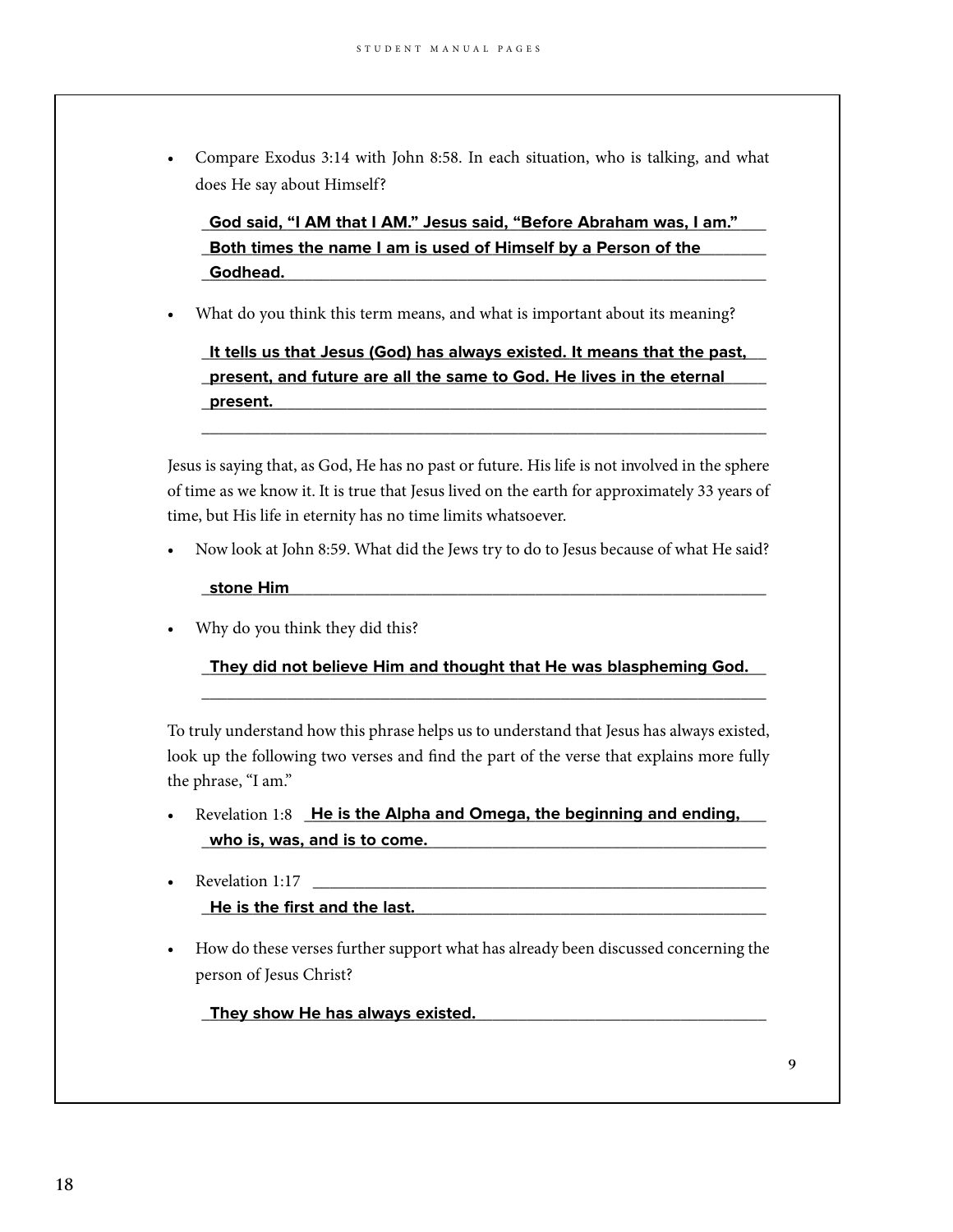- Compare Exodus 3:14 with John 8:58. In each situation, who is talking, and what does He say about Himself?

  **God said, "I AM that I AM." Jesus said, "Before Abraham was, I am." Both times the name I am is used of Himself by a Person of the Godhead.**

- What do you think this term means, and what is important about its meaning?

  **It tells us that Jesus (God) has always existed. It means that the past, present, and future are all the same to God. He lives in the eternal present.**

Jesus is saying that, as God, He has no past or future. His life is not involved in the sphere of time as we know it. It is true that Jesus lived on the earth for approximately 33 years of time, but His life in eternity has no time limits whatsoever.

- Now look at John 8:59. What did the Jews try to do to Jesus because of what He said?

  **stone Him**

- Why do you think they did this?

  **They did not believe Him and thought that He was blaspheming God.**

To truly understand how this phrase helps us to understand that Jesus has always existed, look up the following two verses and find the part of the verse that explains more fully the phrase, "I am."

- Revelation 1:8 **He is the Alpha and Omega, the beginning and ending, who is, was, and is to come.**

- Revelation 1:17 **He is the first and the last.**

- How do these verses further support what has already been discussed concerning the person of Jesus Christ?

  **They show He has always existed.**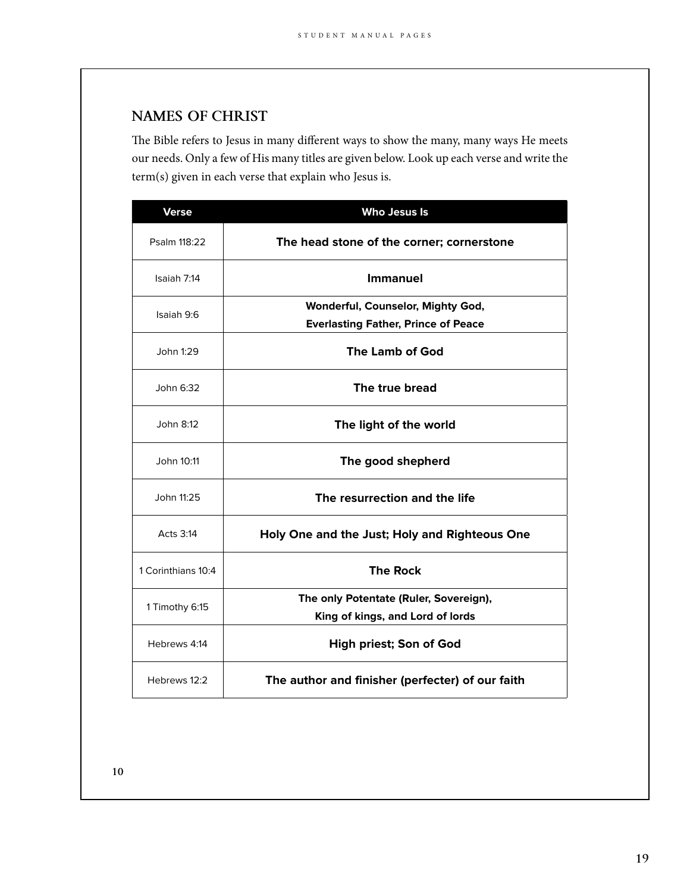## NAMES OF CHRIST

The Bible refers to Jesus in many different ways to show the many, many ways He meets our needs. Only a few of His many titles are given below. Look up each verse and write the term(s) given in each verse that explain who Jesus is.

| Verse | Who Jesus Is |
|---|---|
| Psalm 118:22 | **The head stone of the corner; cornerstone** |
| Isaiah 7:14 | **Immanuel** |
| Isaiah 9:6 | **Wonderful, Counselor, Mighty God, Everlasting Father, Prince of Peace** |
| John 1:29 | **The Lamb of God** |
| John 6:32 | **The true bread** |
| John 8:12 | **The light of the world** |
| John 10:11 | **The good shepherd** |
| John 11:25 | **The resurrection and the life** |
| Acts 3:14 | **Holy One and the Just; Holy and Righteous One** |
| 1 Corinthians 10:4 | **The Rock** |
| 1 Timothy 6:15 | **The only Potentate (Ruler, Sovereign), King of kings, and Lord of lords** |
| Hebrews 4:14 | **High priest; Son of God** |
| Hebrews 12:2 | **The author and finisher (perfecter) of our faith** |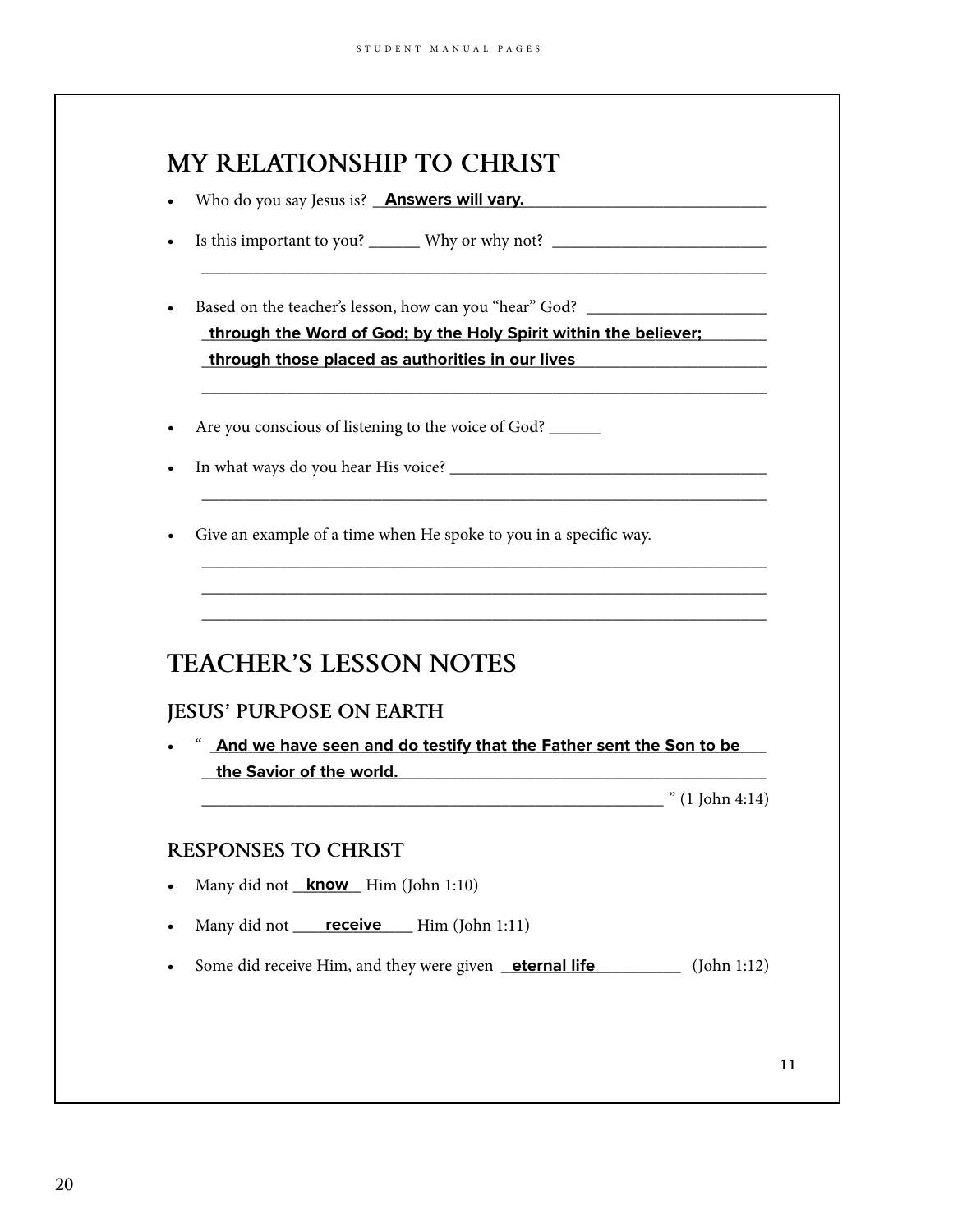## MY RELATIONSHIP TO CHRIST

- Who do you say Jesus is? **Answers will vary.**
- Is this important to you? ______ Why or why not? ______________________________

  ______________________________________________________________________
- Based on the teacher's lesson, how can you "hear" God? ______________________

  **through the Word of God; by the Holy Spirit within the believer; through those placed as authorities in our lives**

  ______________________________________________________________________
- Are you conscious of listening to the voice of God? ______
- In what ways do you hear His voice? ______________________________________

  ______________________________________________________________________
- Give an example of a time when He spoke to you in a specific way.

  ______________________________________________________________________

  ______________________________________________________________________

  ______________________________________________________________________

## TEACHER'S LESSON NOTES

### JESUS' PURPOSE ON EARTH

- " **And we have seen and do testify that the Father sent the Son to be the Savior of the world.** " (1 John 4:14)

### RESPONSES TO CHRIST

- Many did not **know** Him (John 1:10)
- Many did not **receive** Him (John 1:11)
- Some did receive Him, and they were given **eternal life** (John 1:12)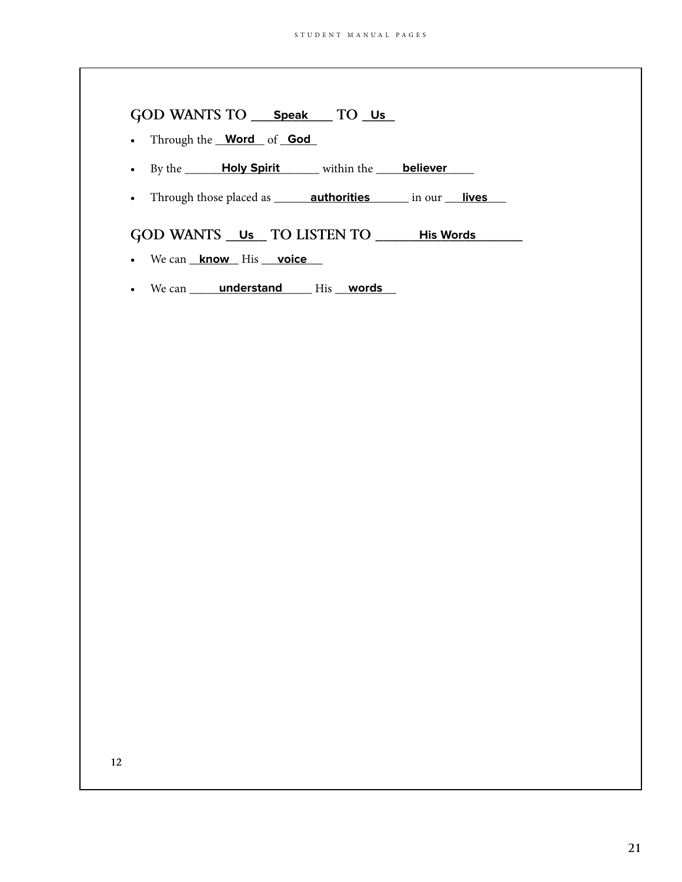## GOD WANTS TO ___**Speak**___ TO _**Us**_

- Through the __**Word**__ of _**God**_
- By the ______**Holy Spirit**______ within the ____**believer**____
- Through those placed as ______**authorities**______ in our ___**lives**___

## GOD WANTS __**Us**__ TO LISTEN TO ______**His Words**______

- We can __**know**__ His ___**voice**___
- We can _____**understand**_____ His __**words**__

12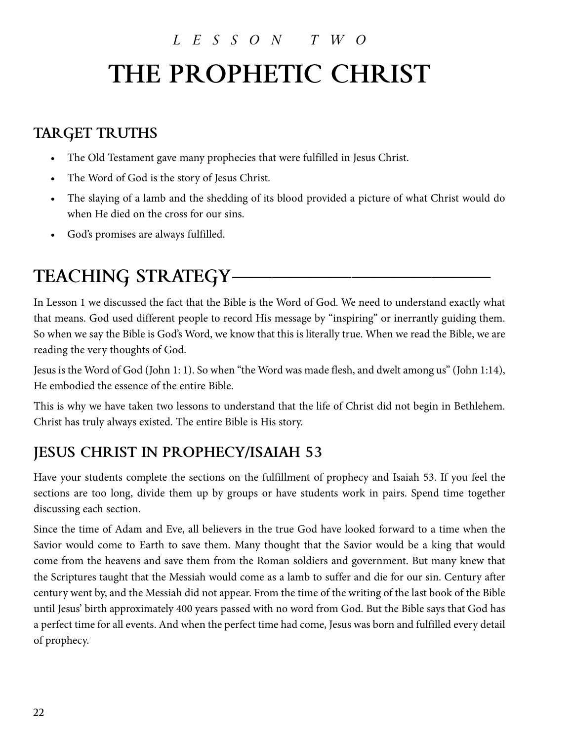*LESSON TWO*

# THE PROPHETIC CHRIST

## TARGET TRUTHS

- The Old Testament gave many prophecies that were fulfilled in Jesus Christ.
- The Word of God is the story of Jesus Christ.
- The slaying of a lamb and the shedding of its blood provided a picture of what Christ would do when He died on the cross for our sins.
- God's promises are always fulfilled.

## TEACHING STRATEGY

In Lesson 1 we discussed the fact that the Bible is the Word of God. We need to understand exactly what that means. God used different people to record His message by "inspiring" or inerrantly guiding them. So when we say the Bible is God's Word, we know that this is literally true. When we read the Bible, we are reading the very thoughts of God.

Jesus is the Word of God (John 1: 1). So when "the Word was made flesh, and dwelt among us" (John 1:14), He embodied the essence of the entire Bible.

This is why we have taken two lessons to understand that the life of Christ did not begin in Bethlehem. Christ has truly always existed. The entire Bible is His story.

### JESUS CHRIST IN PROPHECY/ISAIAH 53

Have your students complete the sections on the fulfillment of prophecy and Isaiah 53. If you feel the sections are too long, divide them up by groups or have students work in pairs. Spend time together discussing each section.

Since the time of Adam and Eve, all believers in the true God have looked forward to a time when the Savior would come to Earth to save them. Many thought that the Savior would be a king that would come from the heavens and save them from the Roman soldiers and government. But many knew that the Scriptures taught that the Messiah would come as a lamb to suffer and die for our sin. Century after century went by, and the Messiah did not appear. From the time of the writing of the last book of the Bible until Jesus' birth approximately 400 years passed with no word from God. But the Bible says that God has a perfect time for all events. And when the perfect time had come, Jesus was born and fulfilled every detail of prophecy.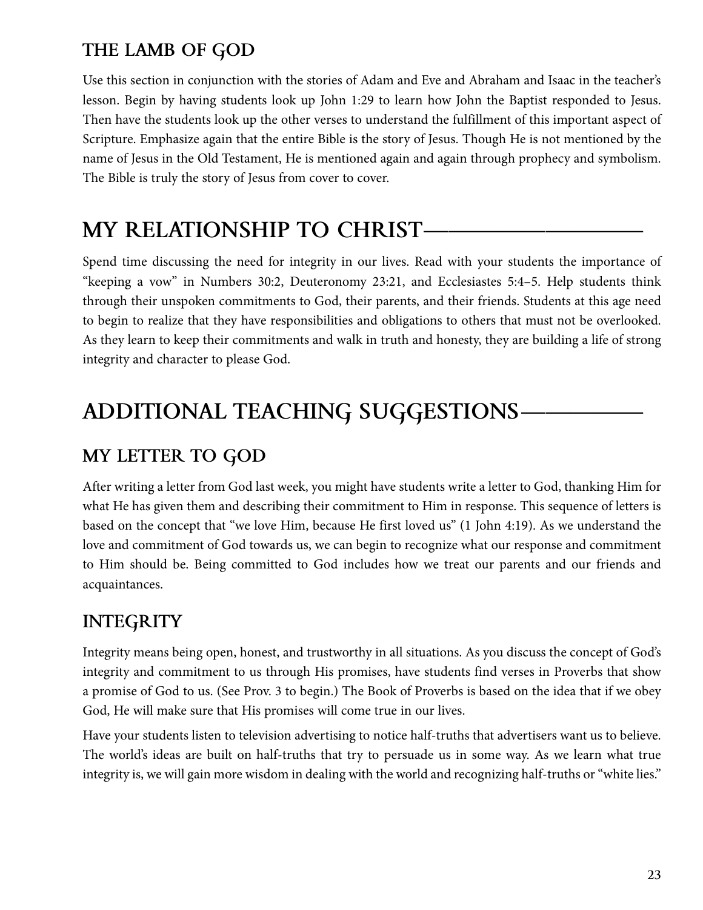### THE LAMB OF GOD

Use this section in conjunction with the stories of Adam and Eve and Abraham and Isaac in the teacher's lesson. Begin by having students look up John 1:29 to learn how John the Baptist responded to Jesus. Then have the students look up the other verses to understand the fulfillment of this important aspect of Scripture. Emphasize again that the entire Bible is the story of Jesus. Though He is not mentioned by the name of Jesus in the Old Testament, He is mentioned again and again through prophecy and symbolism. The Bible is truly the story of Jesus from cover to cover.

## MY RELATIONSHIP TO CHRIST

Spend time discussing the need for integrity in our lives. Read with your students the importance of "keeping a vow" in Numbers 30:2, Deuteronomy 23:21, and Ecclesiastes 5:4–5. Help students think through their unspoken commitments to God, their parents, and their friends. Students at this age need to begin to realize that they have responsibilities and obligations to others that must not be overlooked. As they learn to keep their commitments and walk in truth and honesty, they are building a life of strong integrity and character to please God.

## ADDITIONAL TEACHING SUGGESTIONS

### MY LETTER TO GOD

After writing a letter from God last week, you might have students write a letter to God, thanking Him for what He has given them and describing their commitment to Him in response. This sequence of letters is based on the concept that "we love Him, because He first loved us" (1 John 4:19). As we understand the love and commitment of God towards us, we can begin to recognize what our response and commitment to Him should be. Being committed to God includes how we treat our parents and our friends and acquaintances.

### INTEGRITY

Integrity means being open, honest, and trustworthy in all situations. As you discuss the concept of God's integrity and commitment to us through His promises, have students find verses in Proverbs that show a promise of God to us. (See Prov. 3 to begin.) The Book of Proverbs is based on the idea that if we obey God, He will make sure that His promises will come true in our lives.

Have your students listen to television advertising to notice half-truths that advertisers want us to believe. The world's ideas are built on half-truths that try to persuade us in some way. As we learn what true integrity is, we will gain more wisdom in dealing with the world and recognizing half-truths or "white lies."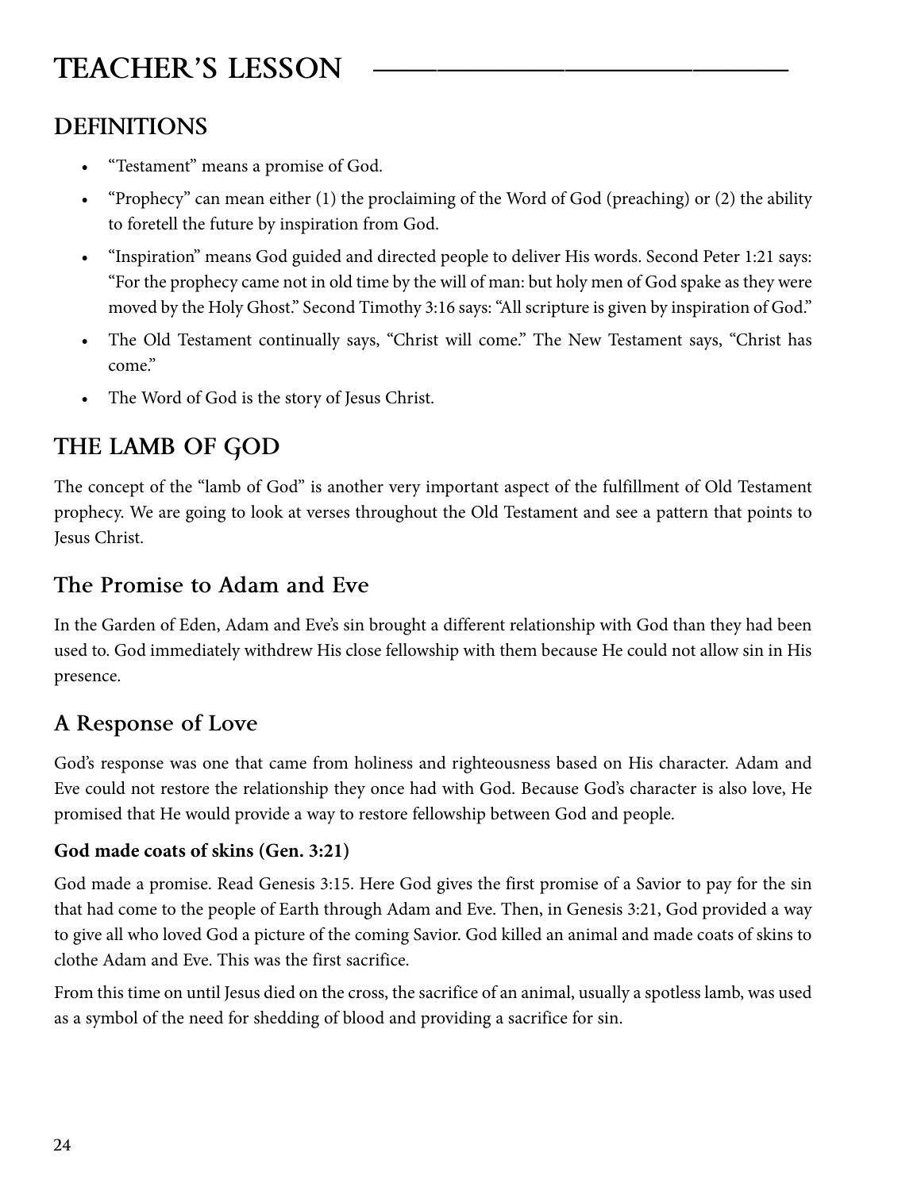# TEACHER'S LESSON

## DEFINITIONS

- "Testament" means a promise of God.
- "Prophecy" can mean either (1) the proclaiming of the Word of God (preaching) or (2) the ability to foretell the future by inspiration from God.
- "Inspiration" means God guided and directed people to deliver His words. Second Peter 1:21 says: "For the prophecy came not in old time by the will of man: but holy men of God spake as they were moved by the Holy Ghost." Second Timothy 3:16 says: "All scripture is given by inspiration of God."
- The Old Testament continually says, "Christ will come." The New Testament says, "Christ has come."
- The Word of God is the story of Jesus Christ.

## THE LAMB OF GOD

The concept of the "lamb of God" is another very important aspect of the fulfillment of Old Testament prophecy. We are going to look at verses throughout the Old Testament and see a pattern that points to Jesus Christ.

### The Promise to Adam and Eve

In the Garden of Eden, Adam and Eve's sin brought a different relationship with God than they had been used to. God immediately withdrew His close fellowship with them because He could not allow sin in His presence.

### A Response of Love

God's response was one that came from holiness and righteousness based on His character. Adam and Eve could not restore the relationship they once had with God. Because God's character is also love, He promised that He would provide a way to restore fellowship between God and people.

**God made coats of skins (Gen. 3:21)**

God made a promise. Read Genesis 3:15. Here God gives the first promise of a Savior to pay for the sin that had come to the people of Earth through Adam and Eve. Then, in Genesis 3:21, God provided a way to give all who loved God a picture of the coming Savior. God killed an animal and made coats of skins to clothe Adam and Eve. This was the first sacrifice.

From this time on until Jesus died on the cross, the sacrifice of an animal, usually a spotless lamb, was used as a symbol of the need for shedding of blood and providing a sacrifice for sin.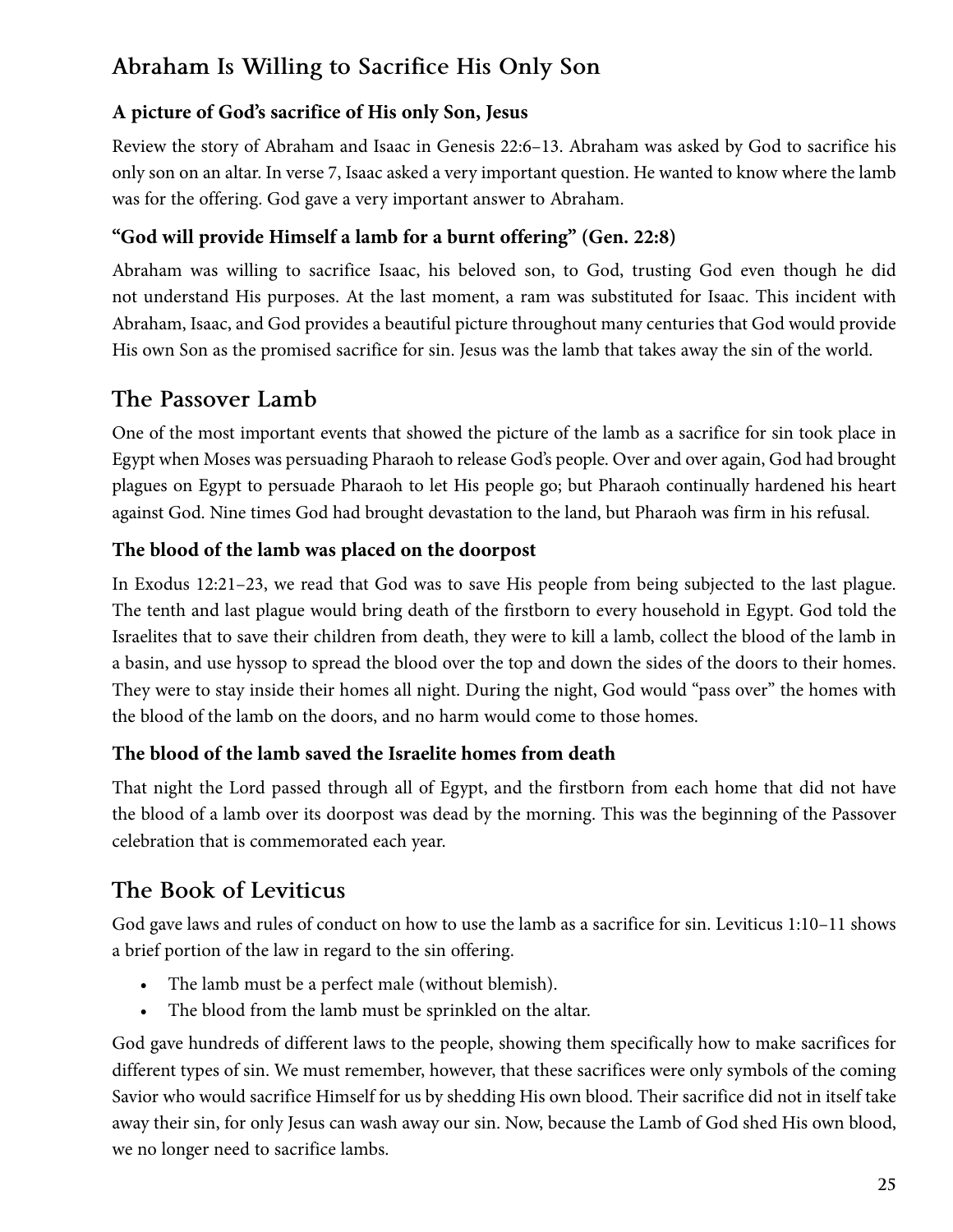## Abraham Is Willing to Sacrifice His Only Son

### A picture of God's sacrifice of His only Son, Jesus

Review the story of Abraham and Isaac in Genesis 22:6–13. Abraham was asked by God to sacrifice his only son on an altar. In verse 7, Isaac asked a very important question. He wanted to know where the lamb was for the offering. God gave a very important answer to Abraham.

### "God will provide Himself a lamb for a burnt offering" (Gen. 22:8)

Abraham was willing to sacrifice Isaac, his beloved son, to God, trusting God even though he did not understand His purposes. At the last moment, a ram was substituted for Isaac. This incident with Abraham, Isaac, and God provides a beautiful picture throughout many centuries that God would provide His own Son as the promised sacrifice for sin. Jesus was the lamb that takes away the sin of the world.

## The Passover Lamb

One of the most important events that showed the picture of the lamb as a sacrifice for sin took place in Egypt when Moses was persuading Pharaoh to release God's people. Over and over again, God had brought plagues on Egypt to persuade Pharaoh to let His people go; but Pharaoh continually hardened his heart against God. Nine times God had brought devastation to the land, but Pharaoh was firm in his refusal.

### The blood of the lamb was placed on the doorpost

In Exodus 12:21–23, we read that God was to save His people from being subjected to the last plague. The tenth and last plague would bring death of the firstborn to every household in Egypt. God told the Israelites that to save their children from death, they were to kill a lamb, collect the blood of the lamb in a basin, and use hyssop to spread the blood over the top and down the sides of the doors to their homes. They were to stay inside their homes all night. During the night, God would "pass over" the homes with the blood of the lamb on the doors, and no harm would come to those homes.

### The blood of the lamb saved the Israelite homes from death

That night the Lord passed through all of Egypt, and the firstborn from each home that did not have the blood of a lamb over its doorpost was dead by the morning. This was the beginning of the Passover celebration that is commemorated each year.

## The Book of Leviticus

God gave laws and rules of conduct on how to use the lamb as a sacrifice for sin. Leviticus 1:10–11 shows a brief portion of the law in regard to the sin offering.

- The lamb must be a perfect male (without blemish).
- The blood from the lamb must be sprinkled on the altar.

God gave hundreds of different laws to the people, showing them specifically how to make sacrifices for different types of sin. We must remember, however, that these sacrifices were only symbols of the coming Savior who would sacrifice Himself for us by shedding His own blood. Their sacrifice did not in itself take away their sin, for only Jesus can wash away our sin. Now, because the Lamb of God shed His own blood, we no longer need to sacrifice lambs.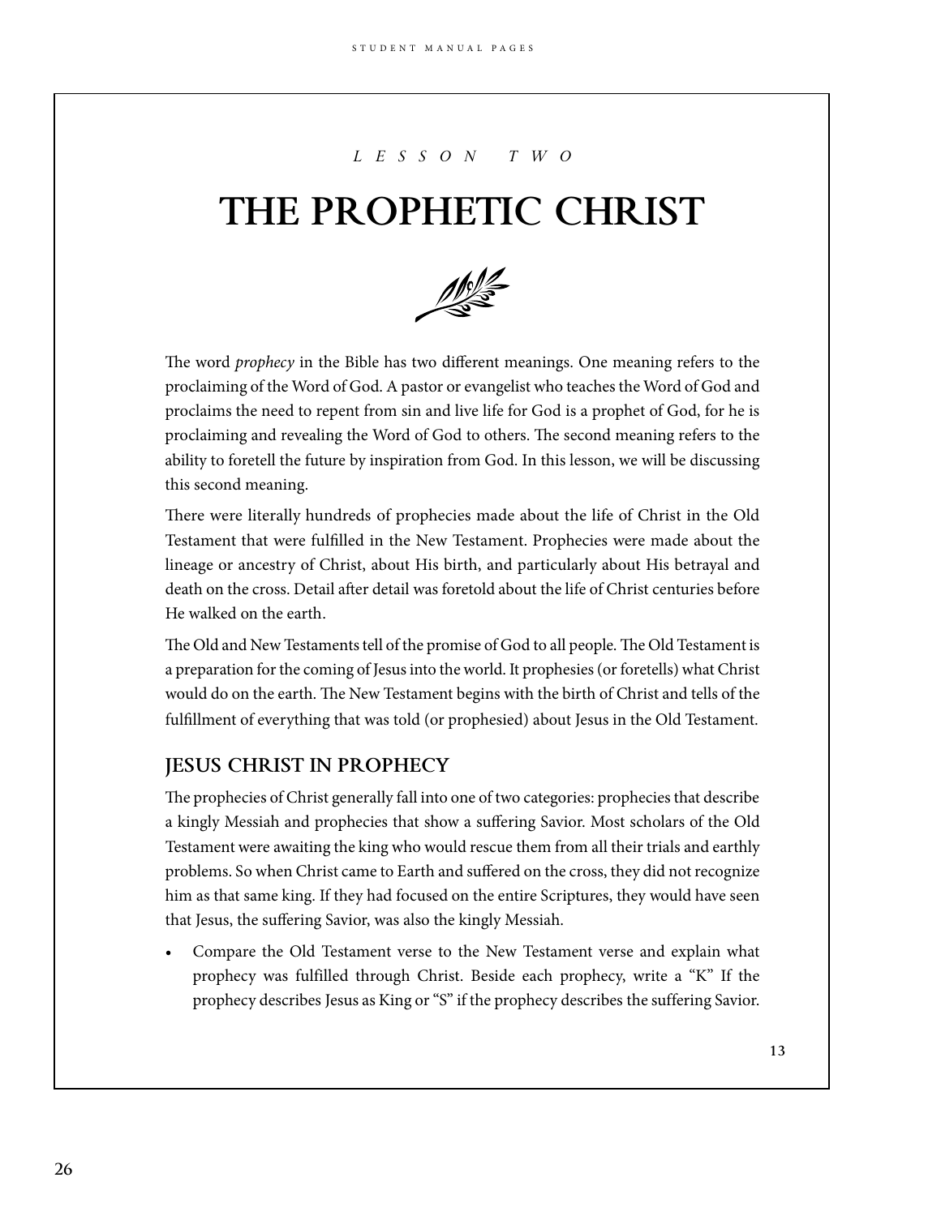*LESSON TWO*

# THE PROPHETIC CHRIST

The word *prophecy* in the Bible has two different meanings. One meaning refers to the proclaiming of the Word of God. A pastor or evangelist who teaches the Word of God and proclaims the need to repent from sin and live life for God is a prophet of God, for he is proclaiming and revealing the Word of God to others. The second meaning refers to the ability to foretell the future by inspiration from God. In this lesson, we will be discussing this second meaning.

There were literally hundreds of prophecies made about the life of Christ in the Old Testament that were fulfilled in the New Testament. Prophecies were made about the lineage or ancestry of Christ, about His birth, and particularly about His betrayal and death on the cross. Detail after detail was foretold about the life of Christ centuries before He walked on the earth.

The Old and New Testaments tell of the promise of God to all people. The Old Testament is a preparation for the coming of Jesus into the world. It prophesies (or foretells) what Christ would do on the earth. The New Testament begins with the birth of Christ and tells of the fulfillment of everything that was told (or prophesied) about Jesus in the Old Testament.

## JESUS CHRIST IN PROPHECY

The prophecies of Christ generally fall into one of two categories: prophecies that describe a kingly Messiah and prophecies that show a suffering Savior. Most scholars of the Old Testament were awaiting the king who would rescue them from all their trials and earthly problems. So when Christ came to Earth and suffered on the cross, they did not recognize him as that same king. If they had focused on the entire Scriptures, they would have seen that Jesus, the suffering Savior, was also the kingly Messiah.

- Compare the Old Testament verse to the New Testament verse and explain what prophecy was fulfilled through Christ. Beside each prophecy, write a "K" If the prophecy describes Jesus as King or "S" if the prophecy describes the suffering Savior.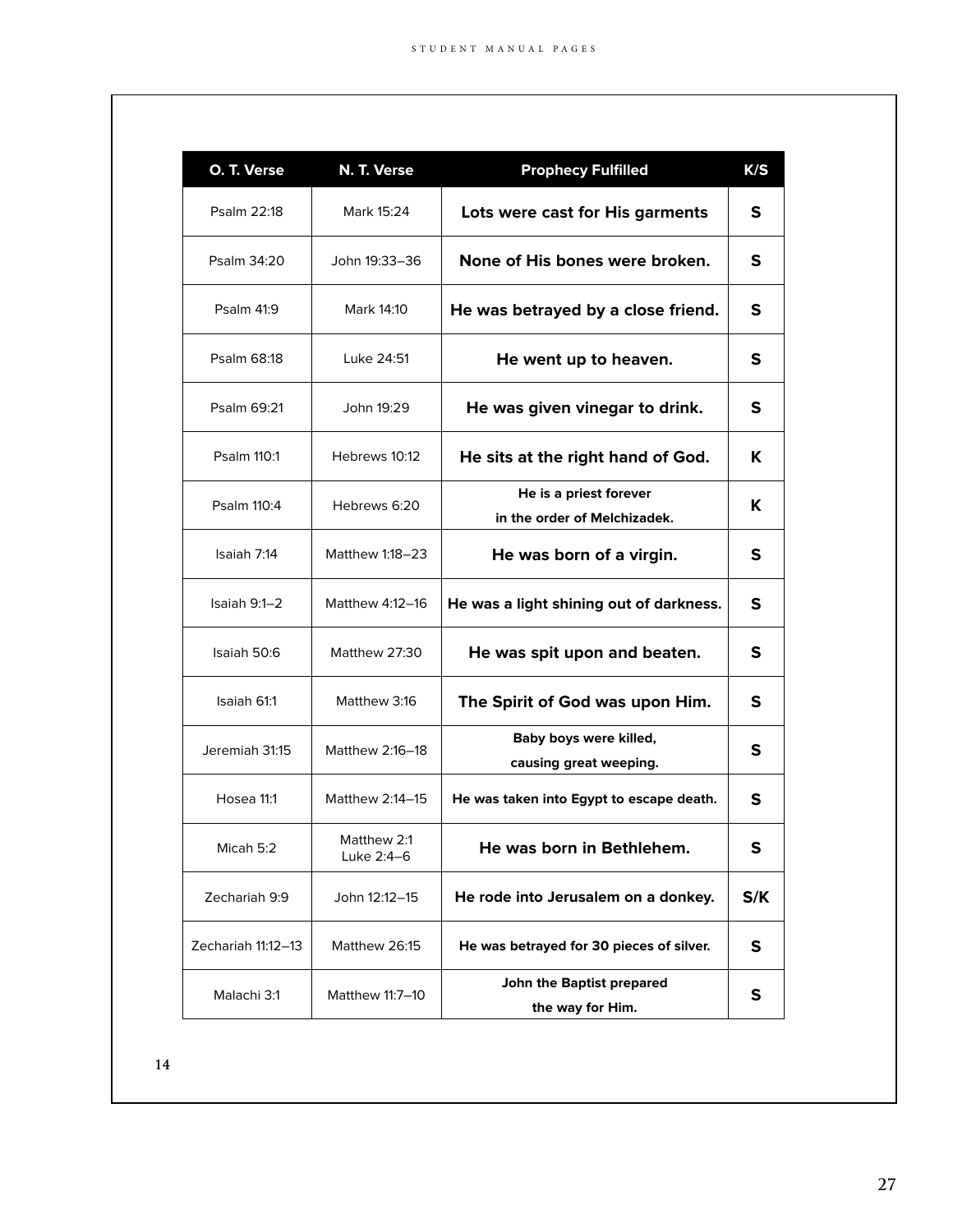| O. T. Verse | N. T. Verse | Prophecy Fulfilled | K/S |
| --- | --- | --- | --- |
| Psalm 22:18 | Mark 15:24 | **Lots were cast for His garments** | **S** |
| Psalm 34:20 | John 19:33–36 | **None of His bones were broken.** | **S** |
| Psalm 41:9 | Mark 14:10 | **He was betrayed by a close friend.** | **S** |
| Psalm 68:18 | Luke 24:51 | **He went up to heaven.** | **S** |
| Psalm 69:21 | John 19:29 | **He was given vinegar to drink.** | **S** |
| Psalm 110:1 | Hebrews 10:12 | **He sits at the right hand of God.** | **K** |
| Psalm 110:4 | Hebrews 6:20 | **He is a priest forever in the order of Melchizadek.** | **K** |
| Isaiah 7:14 | Matthew 1:18–23 | **He was born of a virgin.** | **S** |
| Isaiah 9:1–2 | Matthew 4:12–16 | **He was a light shining out of darkness.** | **S** |
| Isaiah 50:6 | Matthew 27:30 | **He was spit upon and beaten.** | **S** |
| Isaiah 61:1 | Matthew 3:16 | **The Spirit of God was upon Him.** | **S** |
| Jeremiah 31:15 | Matthew 2:16–18 | **Baby boys were killed, causing great weeping.** | **S** |
| Hosea 11:1 | Matthew 2:14–15 | **He was taken into Egypt to escape death.** | **S** |
| Micah 5:2 | Matthew 2:1 Luke 2:4–6 | **He was born in Bethlehem.** | **S** |
| Zechariah 9:9 | John 12:12–15 | **He rode into Jerusalem on a donkey.** | **S/K** |
| Zechariah 11:12–13 | Matthew 26:15 | **He was betrayed for 30 pieces of silver.** | **S** |
| Malachi 3:1 | Matthew 11:7–10 | **John the Baptist prepared the way for Him.** | **S** |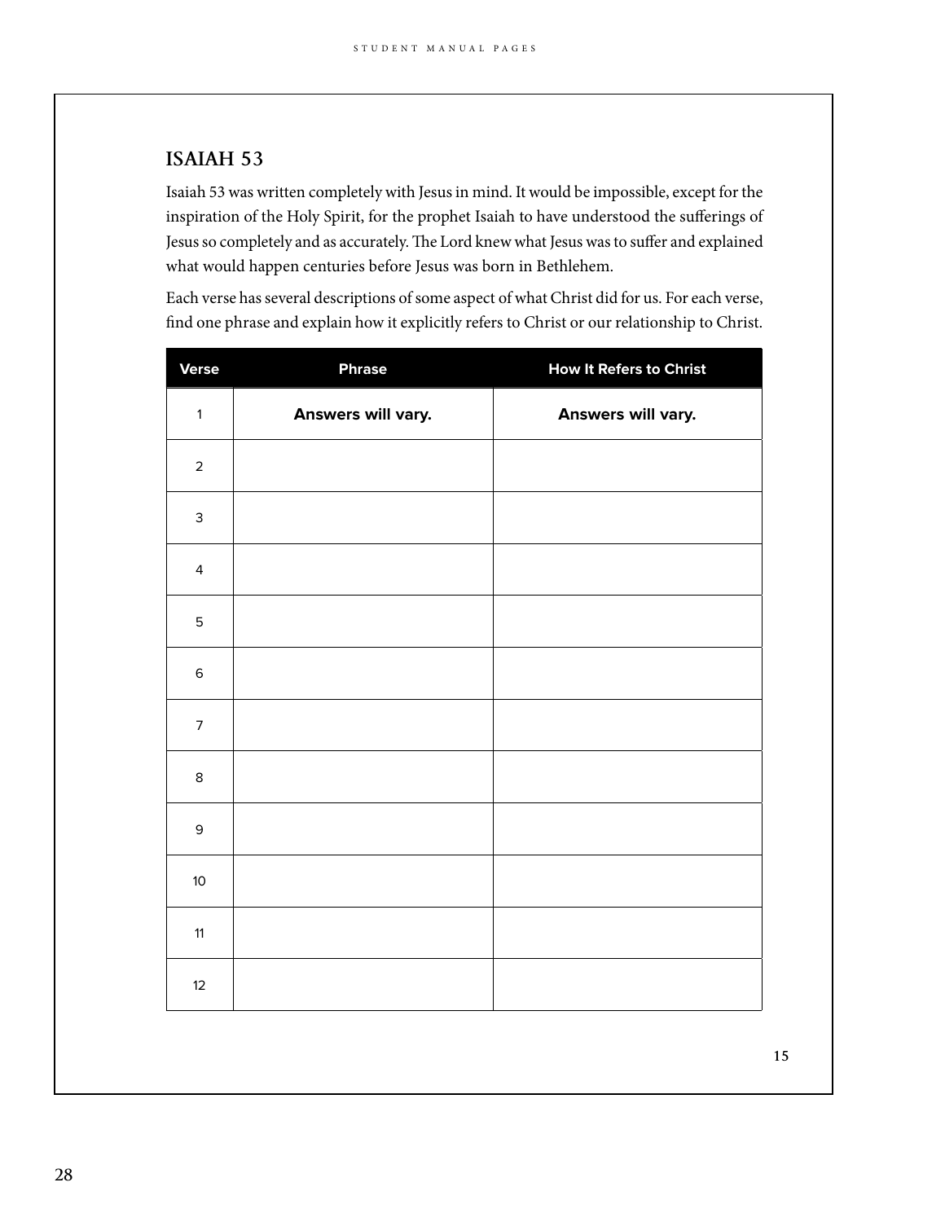## ISAIAH 53

Isaiah 53 was written completely with Jesus in mind. It would be impossible, except for the inspiration of the Holy Spirit, for the prophet Isaiah to have understood the sufferings of Jesus so completely and as accurately. The Lord knew what Jesus was to suffer and explained what would happen centuries before Jesus was born in Bethlehem.

Each verse has several descriptions of some aspect of what Christ did for us. For each verse, find one phrase and explain how it explicitly refers to Christ or our relationship to Christ.

| Verse | Phrase | How It Refers to Christ |
|---|---|---|
| 1 | **Answers will vary.** | **Answers will vary.** |
| 2 | | |
| 3 | | |
| 4 | | |
| 5 | | |
| 6 | | |
| 7 | | |
| 8 | | |
| 9 | | |
| 10 | | |
| 11 | | |
| 12 | | |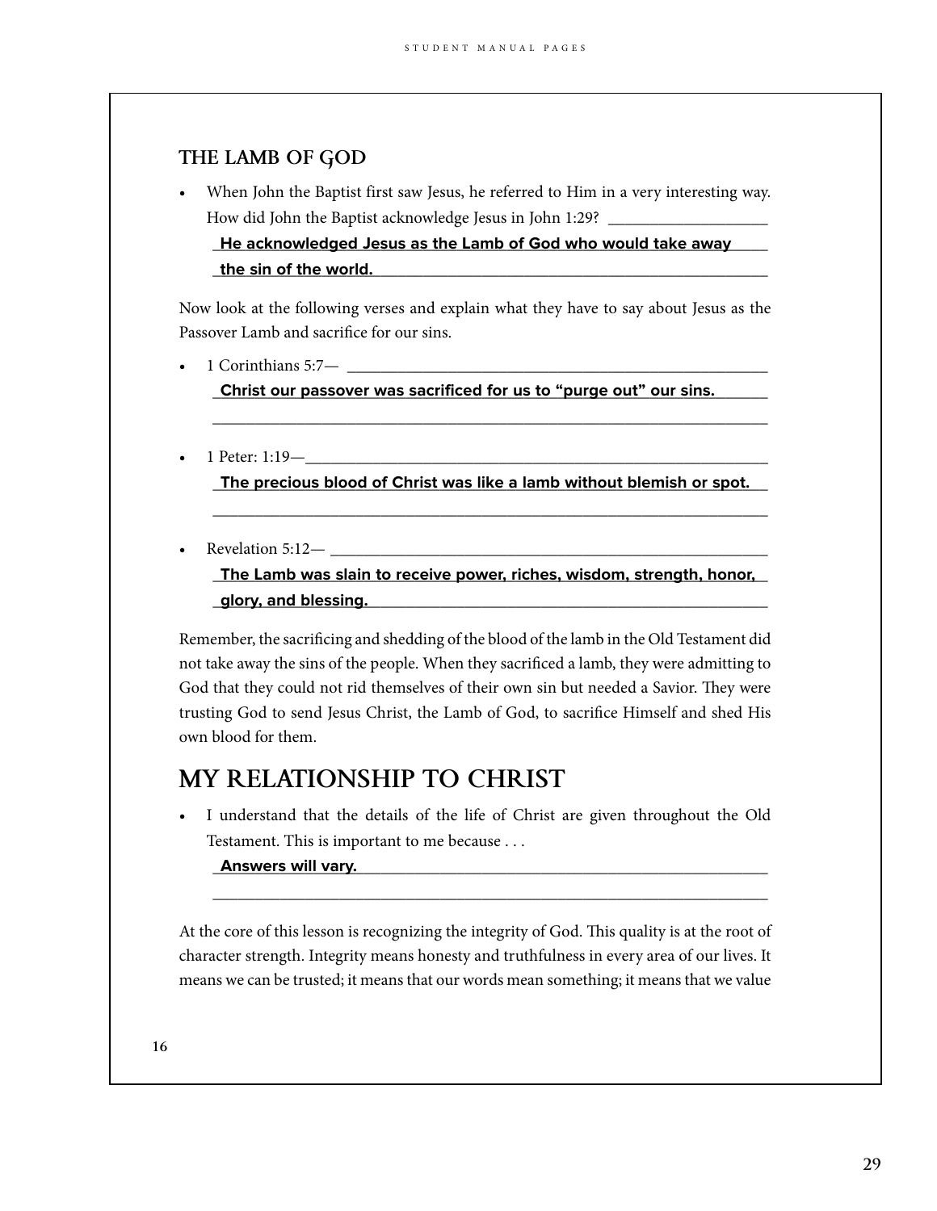### THE LAMB OF GOD

- When John the Baptist first saw Jesus, he referred to Him in a very interesting way. How did John the Baptist acknowledge Jesus in John 1:29? ___________________

  **He acknowledged Jesus as the Lamb of God who would take away the sin of the world.**

Now look at the following verses and explain what they have to say about Jesus as the Passover Lamb and sacrifice for our sins.

- 1 Corinthians 5:7— ___________________

  **Christ our passover was sacrificed for us to “purge out” our sins.**

- 1 Peter: 1:19—___________________

  **The precious blood of Christ was like a lamb without blemish or spot.**

- Revelation 5:12— ___________________

  **The Lamb was slain to receive power, riches, wisdom, strength, honor, glory, and blessing.**

Remember, the sacrificing and shedding of the blood of the lamb in the Old Testament did not take away the sins of the people. When they sacrificed a lamb, they were admitting to God that they could not rid themselves of their own sin but needed a Savior. They were trusting God to send Jesus Christ, the Lamb of God, to sacrifice Himself and shed His own blood for them.

## MY RELATIONSHIP TO CHRIST

- I understand that the details of the life of Christ are given throughout the Old Testament. This is important to me because . . .

  **Answers will vary.**

At the core of this lesson is recognizing the integrity of God. This quality is at the root of character strength. Integrity means honesty and truthfulness in every area of our lives. It means we can be trusted; it means that our words mean something; it means that we value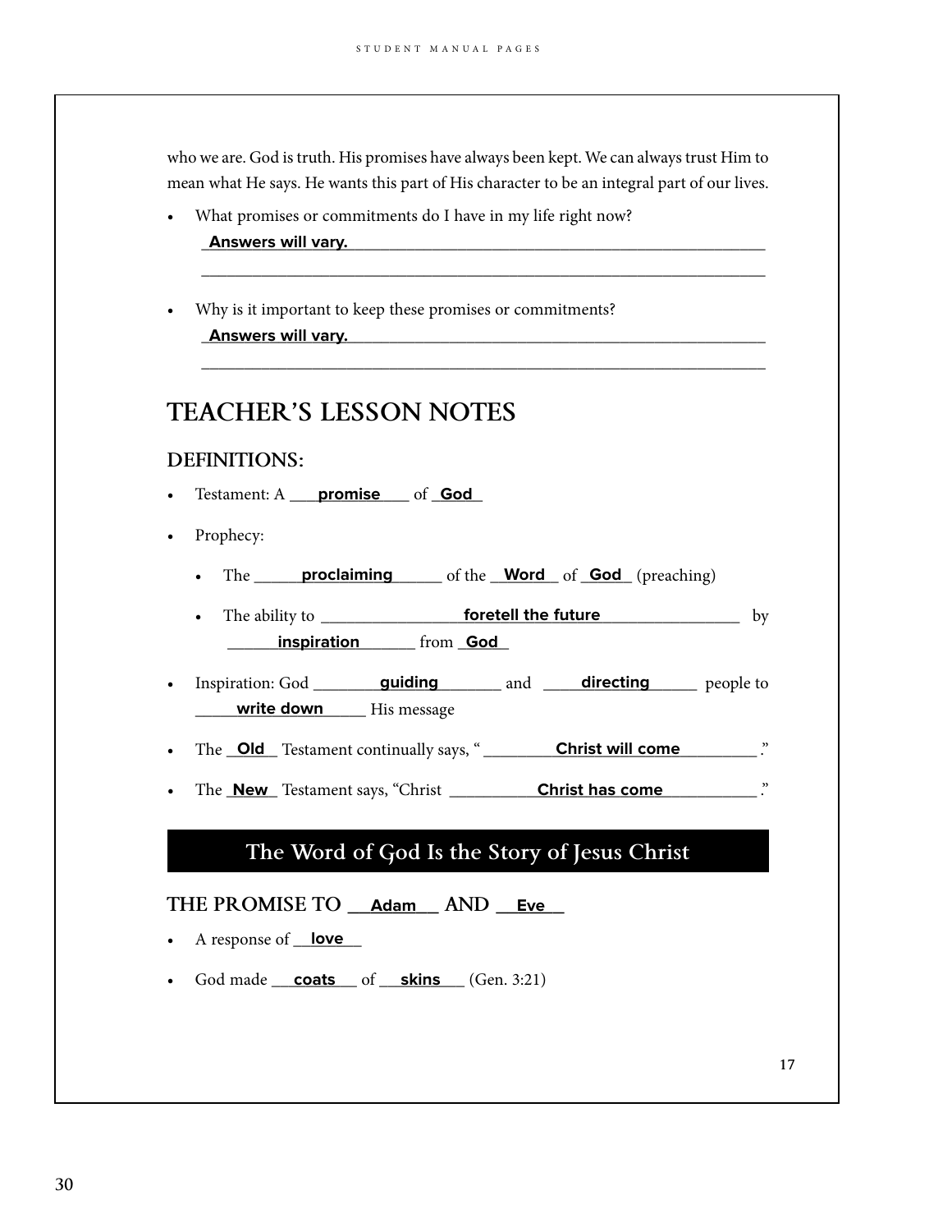who we are. God is truth. His promises have always been kept. We can always trust Him to mean what He says. He wants this part of His character to be an integral part of our lives.

- What promises or commitments do I have in my life right now?
  **Answers will vary.**
- Why is it important to keep these promises or commitments?
  **Answers will vary.**

# TEACHER'S LESSON NOTES

## DEFINITIONS:

- Testament: A **promise** of **God**
- Prophecy:
  - The **proclaiming** of the **Word** of **God** (preaching)
  - The ability to **foretell the future** by **inspiration** from **God**
- Inspiration: God **guiding** and **directing** people to **write down** His message
- The **Old** Testament continually says, "**Christ will come**."
- The **New** Testament says, "Christ **Christ has come**."

## The Word of God Is the Story of Jesus Christ

### THE PROMISE TO Adam AND Eve

- A response of **love**
- God made **coats** of **skins** (Gen. 3:21)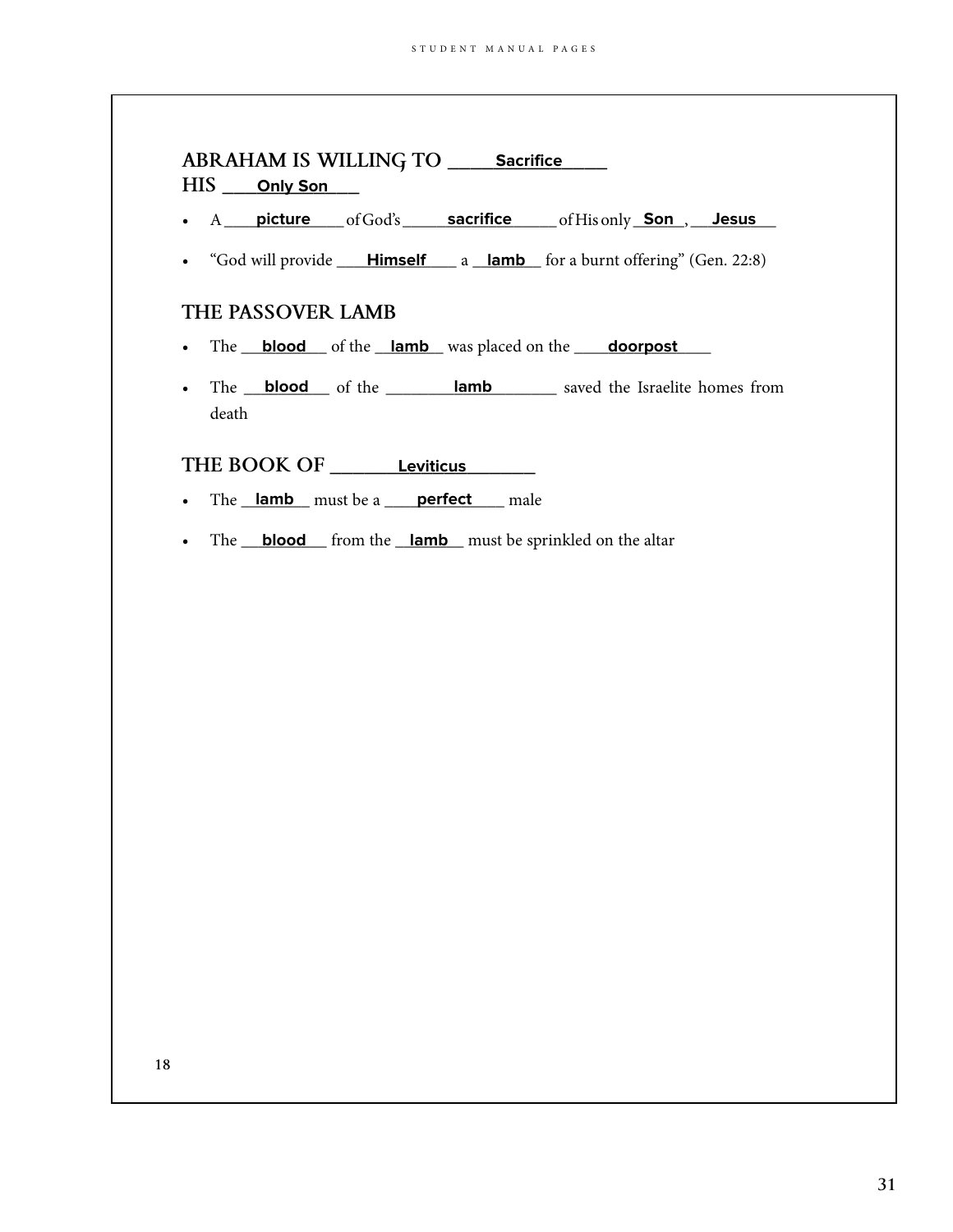## ABRAHAM IS WILLING TO ____Sacrifice____ HIS ____Only Son____

- A ____picture____ of God's ____sacrifice____ of His only ____Son____, ____Jesus____
- "God will provide ____Himself____ a ____lamb____ for a burnt offering" (Gen. 22:8)

## THE PASSOVER LAMB

- The ____blood____ of the ____lamb____ was placed on the ____doorpost____
- The ____blood____ of the ____lamb____ saved the Israelite homes from death

## THE BOOK OF ____Leviticus____

- The ____lamb____ must be a ____perfect____ male
- The ____blood____ from the ____lamb____ must be sprinkled on the altar

18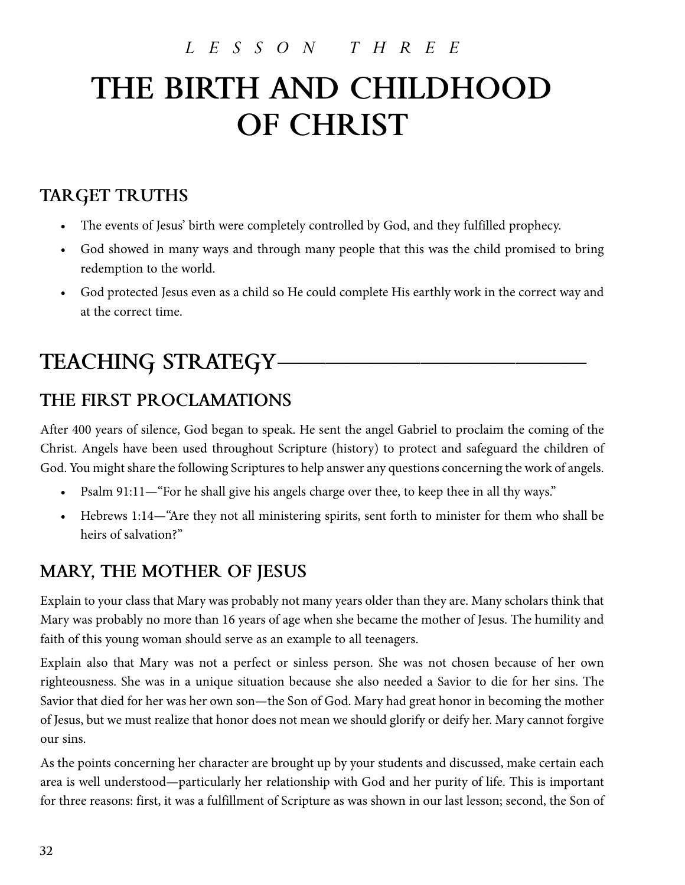*LESSON THREE*

# THE BIRTH AND CHILDHOOD OF CHRIST

## TARGET TRUTHS

- The events of Jesus' birth were completely controlled by God, and they fulfilled prophecy.
- God showed in many ways and through many people that this was the child promised to bring redemption to the world.
- God protected Jesus even as a child so He could complete His earthly work in the correct way and at the correct time.

# TEACHING STRATEGY

## THE FIRST PROCLAMATIONS

After 400 years of silence, God began to speak. He sent the angel Gabriel to proclaim the coming of the Christ. Angels have been used throughout Scripture (history) to protect and safeguard the children of God. You might share the following Scriptures to help answer any questions concerning the work of angels.

- Psalm 91:11—"For he shall give his angels charge over thee, to keep thee in all thy ways."
- Hebrews 1:14—"Are they not all ministering spirits, sent forth to minister for them who shall be heirs of salvation?"

## MARY, THE MOTHER OF JESUS

Explain to your class that Mary was probably not many years older than they are. Many scholars think that Mary was probably no more than 16 years of age when she became the mother of Jesus. The humility and faith of this young woman should serve as an example to all teenagers.

Explain also that Mary was not a perfect or sinless person. She was not chosen because of her own righteousness. She was in a unique situation because she also needed a Savior to die for her sins. The Savior that died for her was her own son—the Son of God. Mary had great honor in becoming the mother of Jesus, but we must realize that honor does not mean we should glorify or deify her. Mary cannot forgive our sins.

As the points concerning her character are brought up by your students and discussed, make certain each area is well understood—particularly her relationship with God and her purity of life. This is important for three reasons: first, it was a fulfillment of Scripture as was shown in our last lesson; second, the Son of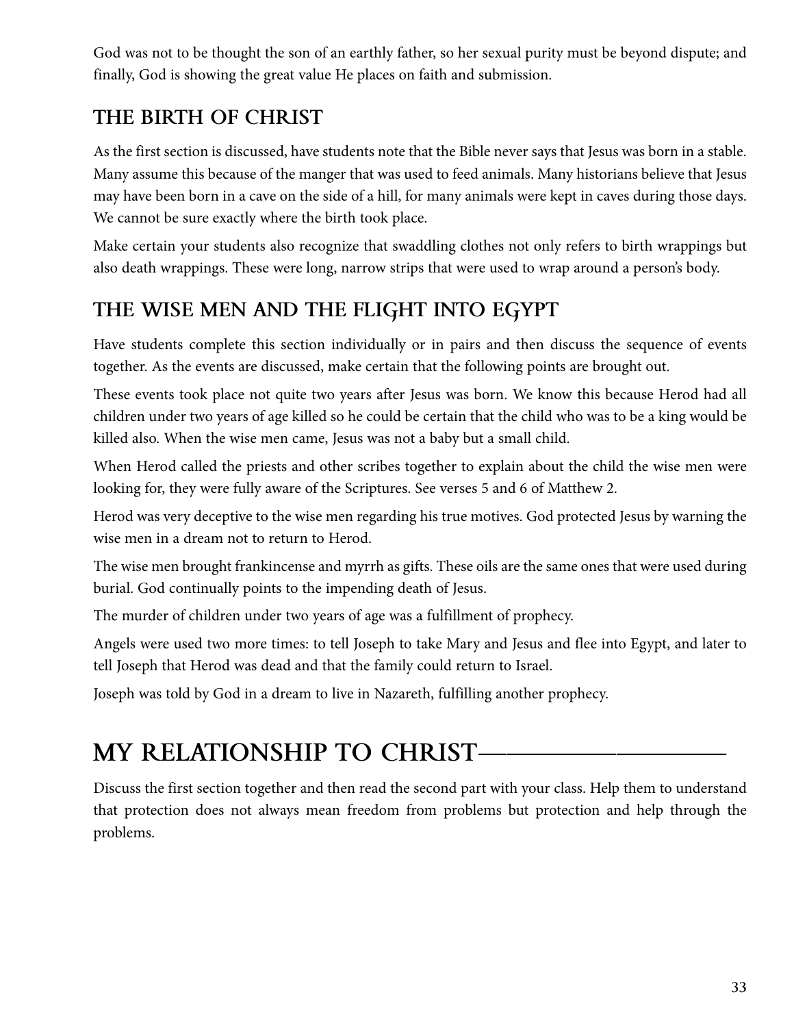God was not to be thought the son of an earthly father, so her sexual purity must be beyond dispute; and finally, God is showing the great value He places on faith and submission.

## THE BIRTH OF CHRIST

As the first section is discussed, have students note that the Bible never says that Jesus was born in a stable. Many assume this because of the manger that was used to feed animals. Many historians believe that Jesus may have been born in a cave on the side of a hill, for many animals were kept in caves during those days. We cannot be sure exactly where the birth took place.

Make certain your students also recognize that swaddling clothes not only refers to birth wrappings but also death wrappings. These were long, narrow strips that were used to wrap around a person's body.

## THE WISE MEN AND THE FLIGHT INTO EGYPT

Have students complete this section individually or in pairs and then discuss the sequence of events together. As the events are discussed, make certain that the following points are brought out.

These events took place not quite two years after Jesus was born. We know this because Herod had all children under two years of age killed so he could be certain that the child who was to be a king would be killed also. When the wise men came, Jesus was not a baby but a small child.

When Herod called the priests and other scribes together to explain about the child the wise men were looking for, they were fully aware of the Scriptures. See verses 5 and 6 of Matthew 2.

Herod was very deceptive to the wise men regarding his true motives. God protected Jesus by warning the wise men in a dream not to return to Herod.

The wise men brought frankincense and myrrh as gifts. These oils are the same ones that were used during burial. God continually points to the impending death of Jesus.

The murder of children under two years of age was a fulfillment of prophecy.

Angels were used two more times: to tell Joseph to take Mary and Jesus and flee into Egypt, and later to tell Joseph that Herod was dead and that the family could return to Israel.

Joseph was told by God in a dream to live in Nazareth, fulfilling another prophecy.

# MY RELATIONSHIP TO CHRIST

Discuss the first section together and then read the second part with your class. Help them to understand that protection does not always mean freedom from problems but protection and help through the problems.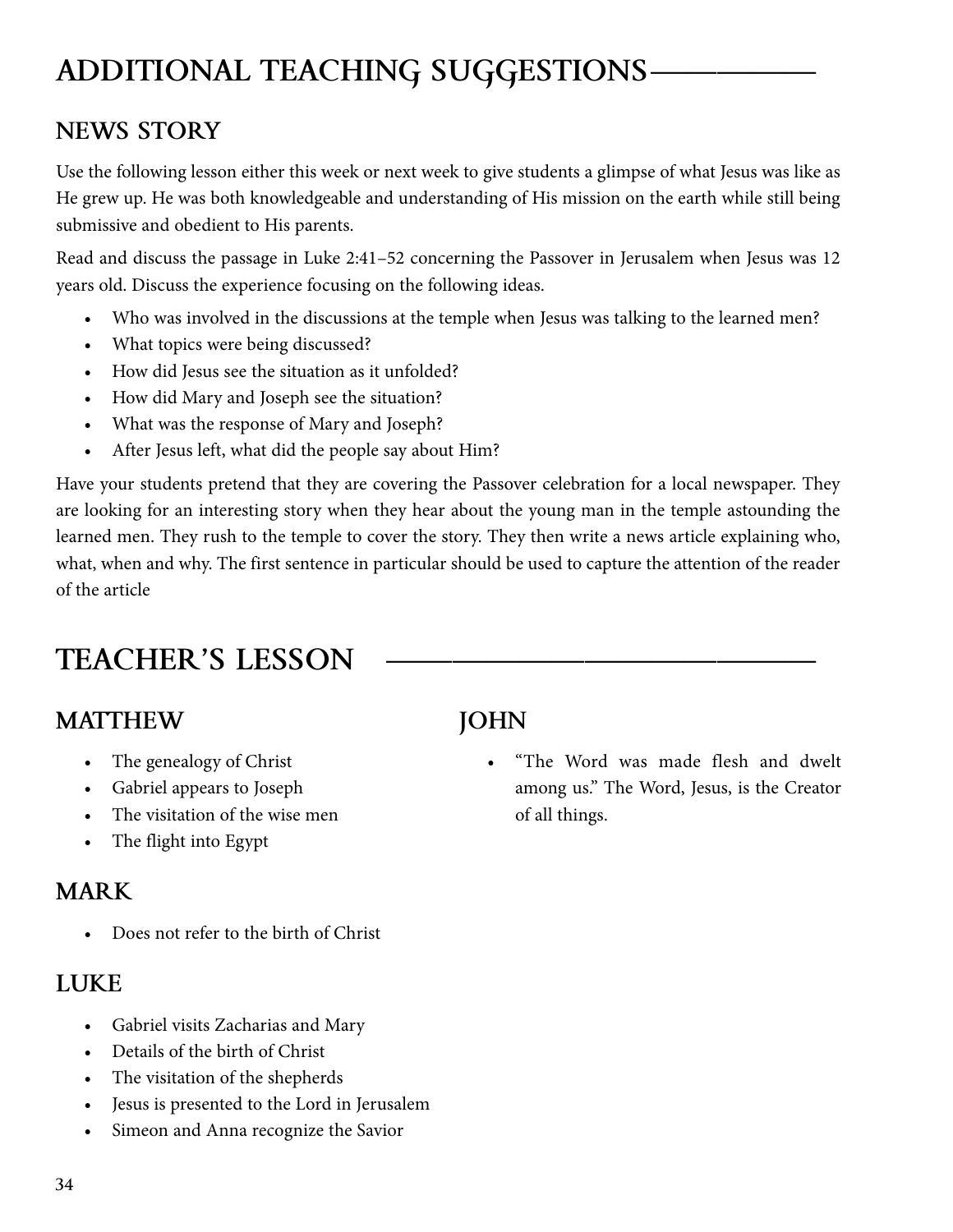# ADDITIONAL TEACHING SUGGESTIONS

## NEWS STORY

Use the following lesson either this week or next week to give students a glimpse of what Jesus was like as He grew up. He was both knowledgeable and understanding of His mission on the earth while still being submissive and obedient to His parents.

Read and discuss the passage in Luke 2:41–52 concerning the Passover in Jerusalem when Jesus was 12 years old. Discuss the experience focusing on the following ideas.

- Who was involved in the discussions at the temple when Jesus was talking to the learned men?
- What topics were being discussed?
- How did Jesus see the situation as it unfolded?
- How did Mary and Joseph see the situation?
- What was the response of Mary and Joseph?
- After Jesus left, what did the people say about Him?

Have your students pretend that they are covering the Passover celebration for a local newspaper. They are looking for an interesting story when they hear about the young man in the temple astounding the learned men. They rush to the temple to cover the story. They then write a news article explaining who, what, when and why. The first sentence in particular should be used to capture the attention of the reader of the article

# TEACHER'S LESSON

## MATTHEW

- The genealogy of Christ
- Gabriel appears to Joseph
- The visitation of the wise men
- The flight into Egypt

## MARK

- Does not refer to the birth of Christ

## LUKE

- Gabriel visits Zacharias and Mary
- Details of the birth of Christ
- The visitation of the shepherds
- Jesus is presented to the Lord in Jerusalem
- Simeon and Anna recognize the Savior

## JOHN

- "The Word was made flesh and dwelt among us." The Word, Jesus, is the Creator of all things.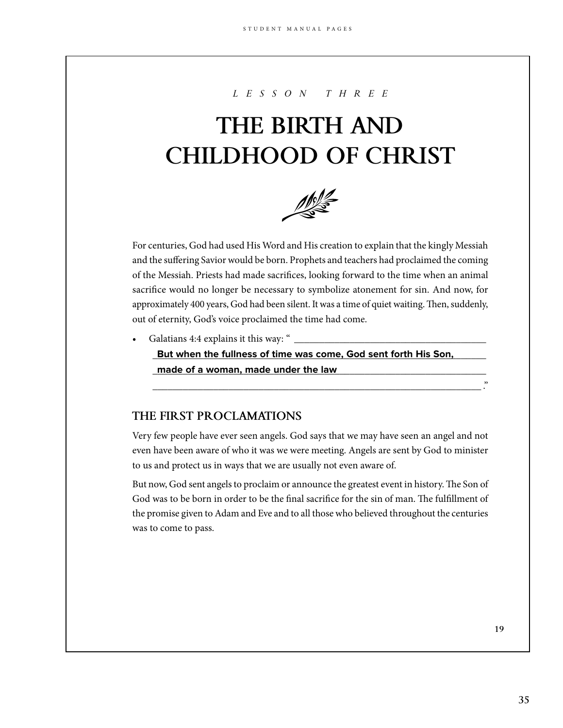*LESSON THREE*

# THE BIRTH AND CHILDHOOD OF CHRIST

For centuries, God had used His Word and His creation to explain that the kingly Messiah and the suffering Savior would be born. Prophets and teachers had proclaimed the coming of the Messiah. Priests had made sacrifices, looking forward to the time when an animal sacrifice would no longer be necessary to symbolize atonement for sin. And now, for approximately 400 years, God had been silent. It was a time of quiet waiting. Then, suddenly, out of eternity, God's voice proclaimed the time had come.

- Galatians 4:4 explains it this way: " **But when the fullness of time was come, God sent forth His Son, made of a woman, made under the law** ."

## THE FIRST PROCLAMATIONS

Very few people have ever seen angels. God says that we may have seen an angel and not even have been aware of who it was we were meeting. Angels are sent by God to minister to us and protect us in ways that we are usually not even aware of.

But now, God sent angels to proclaim or announce the greatest event in history. The Son of God was to be born in order to be the final sacrifice for the sin of man. The fulfillment of the promise given to Adam and Eve and to all those who believed throughout the centuries was to come to pass.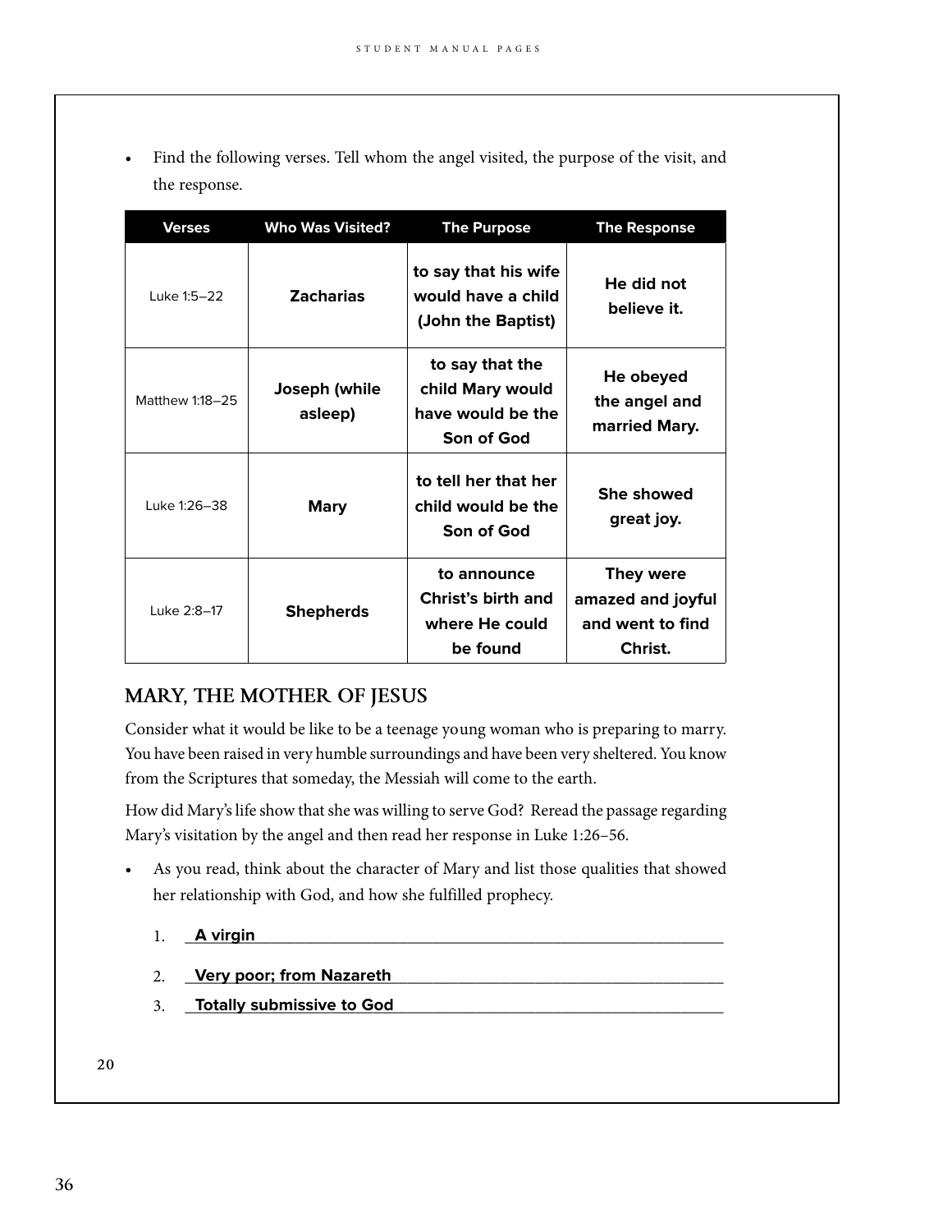- Find the following verses. Tell whom the angel visited, the purpose of the visit, and the response.

| Verses | Who Was Visited? | The Purpose | The Response |
|---|---|---|---|
| Luke 1:5–22 | **Zacharias** | **to say that his wife would have a child (John the Baptist)** | **He did not believe it.** |
| Matthew 1:18–25 | **Joseph (while asleep)** | **to say that the child Mary would have would be the Son of God** | **He obeyed the angel and married Mary.** |
| Luke 1:26–38 | **Mary** | **to tell her that her child would be the Son of God** | **She showed great joy.** |
| Luke 2:8–17 | **Shepherds** | **to announce Christ's birth and where He could be found** | **They were amazed and joyful and went to find Christ.** |

## MARY, THE MOTHER OF JESUS

Consider what it would be like to be a teenage young woman who is preparing to marry. You have been raised in very humble surroundings and have been very sheltered. You know from the Scriptures that someday, the Messiah will come to the earth.

How did Mary's life show that she was willing to serve God? Reread the passage regarding Mary's visitation by the angel and then read her response in Luke 1:26–56.

- As you read, think about the character of Mary and list those qualities that showed her relationship with God, and how she fulfilled prophecy.

  1. **A virgin**
  2. **Very poor; from Nazareth**
  3. **Totally submissive to God**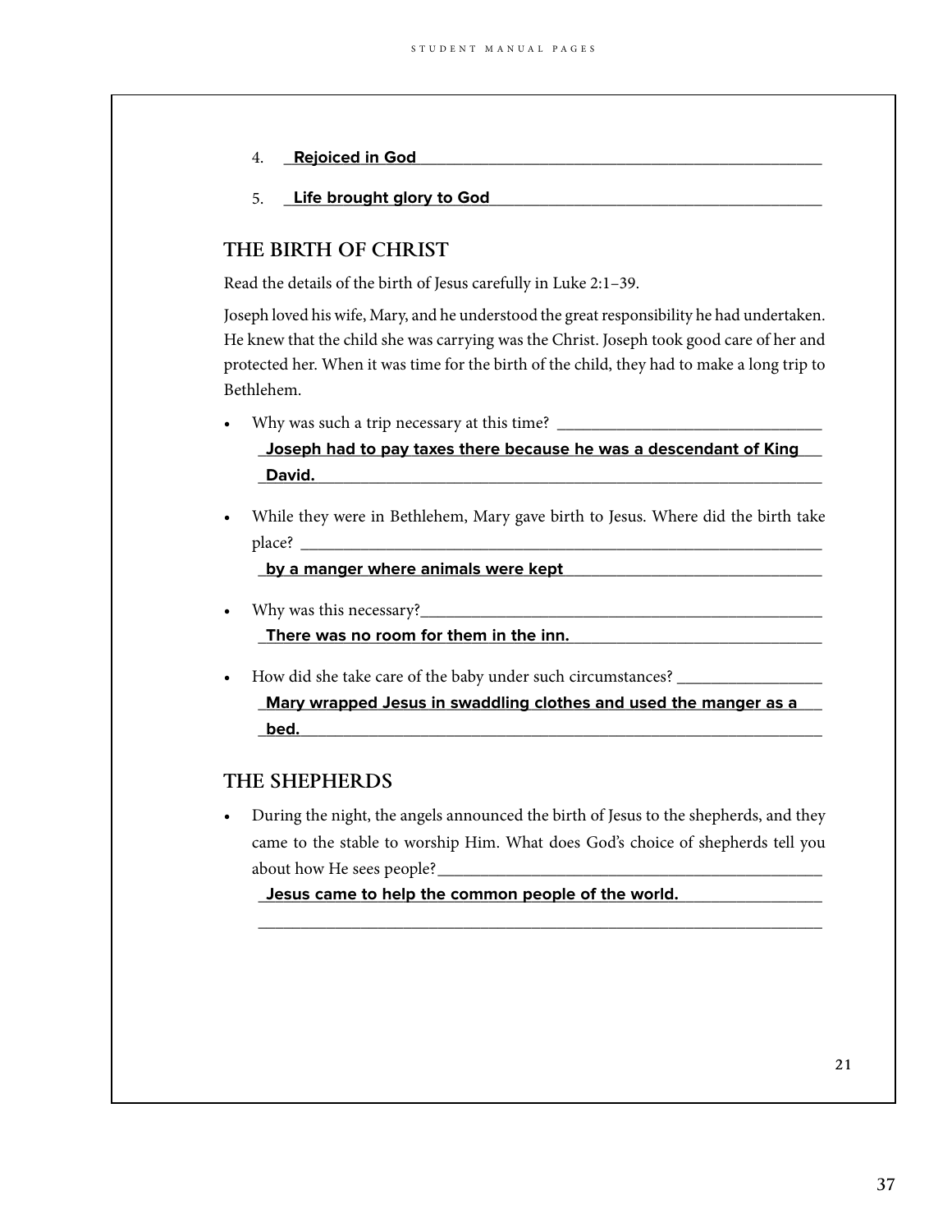4. **Rejoiced in God**

5. **Life brought glory to God**

## THE BIRTH OF CHRIST

Read the details of the birth of Jesus carefully in Luke 2:1–39.

Joseph loved his wife, Mary, and he understood the great responsibility he had undertaken. He knew that the child she was carrying was the Christ. Joseph took good care of her and protected her. When it was time for the birth of the child, they had to make a long trip to Bethlehem.

- Why was such a trip necessary at this time? ________________________________
  **Joseph had to pay taxes there because he was a descendant of King David.**

- While they were in Bethlehem, Mary gave birth to Jesus. Where did the birth take place? ________________________________
  **by a manger where animals were kept**

- Why was this necessary?________________________________
  **There was no room for them in the inn.**

- How did she take care of the baby under such circumstances? ________________
  **Mary wrapped Jesus in swaddling clothes and used the manger as a bed.**

## THE SHEPHERDS

- During the night, the angels announced the birth of Jesus to the shepherds, and they came to the stable to worship Him. What does God's choice of shepherds tell you about how He sees people?________________________________
  **Jesus came to help the common people of the world.**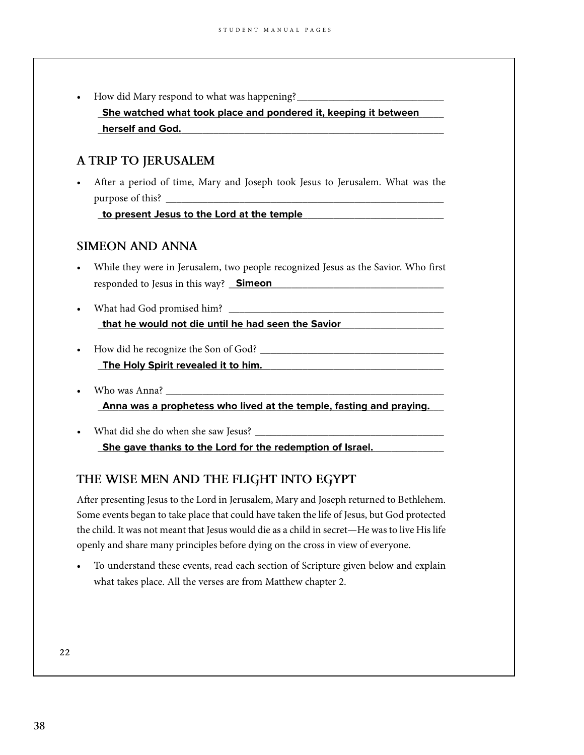- How did Mary respond to what was happening?

  **She watched what took place and pondered it, keeping it between herself and God.**

## A TRIP TO JERUSALEM

- After a period of time, Mary and Joseph took Jesus to Jerusalem. What was the purpose of this?

  **to present Jesus to the Lord at the temple**

## SIMEON AND ANNA

- While they were in Jerusalem, two people recognized Jesus as the Savior. Who first responded to Jesus in this way? **Simeon**

- What had God promised him?

  **that he would not die until he had seen the Savior**

- How did he recognize the Son of God?

  **The Holy Spirit revealed it to him.**

- Who was Anna?

  **Anna was a prophetess who lived at the temple, fasting and praying.**

- What did she do when she saw Jesus?

  **She gave thanks to the Lord for the redemption of Israel.**

## THE WISE MEN AND THE FLIGHT INTO EGYPT

After presenting Jesus to the Lord in Jerusalem, Mary and Joseph returned to Bethlehem. Some events began to take place that could have taken the life of Jesus, but God protected the child. It was not meant that Jesus would die as a child in secret—He was to live His life openly and share many principles before dying on the cross in view of everyone.

- To understand these events, read each section of Scripture given below and explain what takes place. All the verses are from Matthew chapter 2.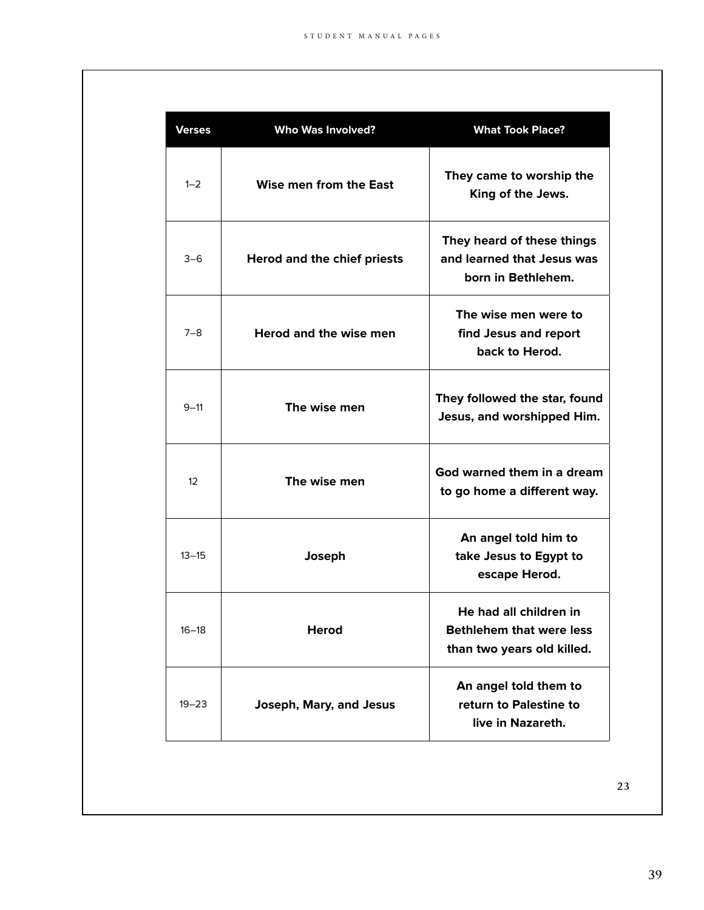| Verses | Who Was Involved? | What Took Place? |
|---|---|---|
| 1–2 | **Wise men from the East** | **They came to worship the King of the Jews.** |
| 3–6 | **Herod and the chief priests** | **They heard of these things and learned that Jesus was born in Bethlehem.** |
| 7–8 | **Herod and the wise men** | **The wise men were to find Jesus and report back to Herod.** |
| 9–11 | **The wise men** | **They followed the star, found Jesus, and worshipped Him.** |
| 12 | **The wise men** | **God warned them in a dream to go home a different way.** |
| 13–15 | **Joseph** | **An angel told him to take Jesus to Egypt to escape Herod.** |
| 16–18 | **Herod** | **He had all children in Bethlehem that were less than two years old killed.** |
| 19–23 | **Joseph, Mary, and Jesus** | **An angel told them to return to Palestine to live in Nazareth.** |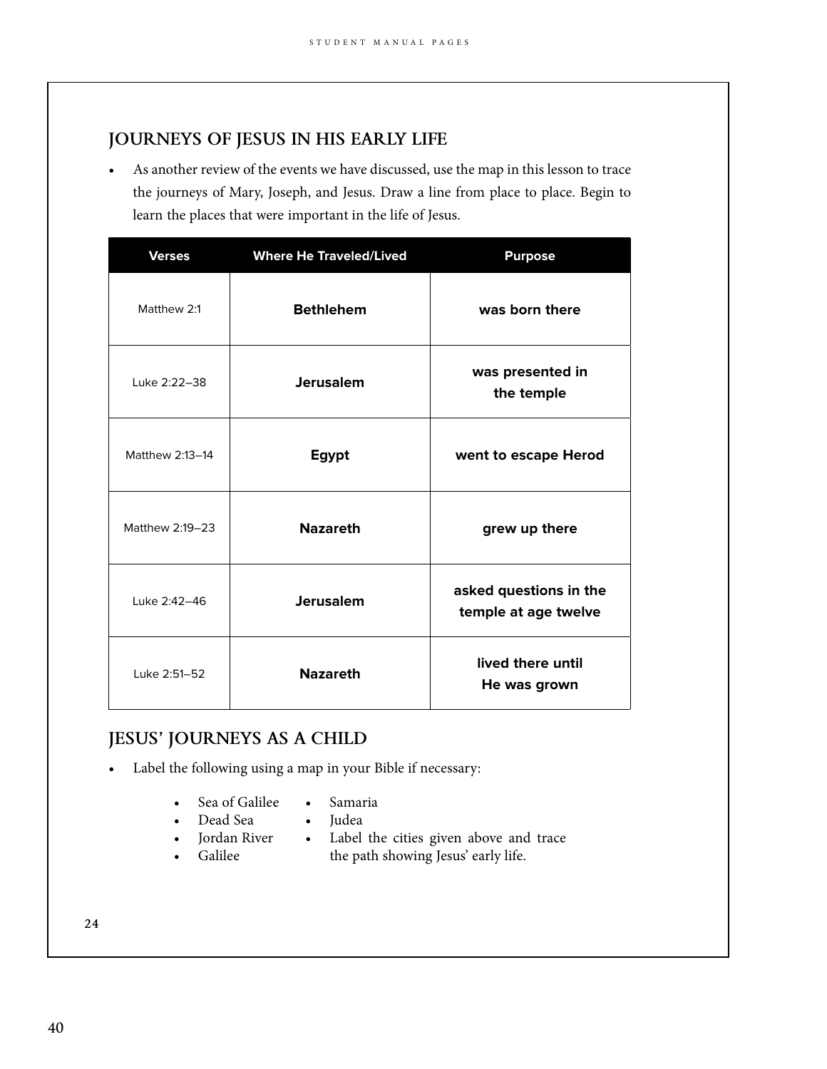## JOURNEYS OF JESUS IN HIS EARLY LIFE

- As another review of the events we have discussed, use the map in this lesson to trace the journeys of Mary, Joseph, and Jesus. Draw a line from place to place. Begin to learn the places that were important in the life of Jesus.

| Verses | Where He Traveled/Lived | Purpose |
|---|---|---|
| Matthew 2:1 | **Bethlehem** | **was born there** |
| Luke 2:22–38 | **Jerusalem** | **was presented in the temple** |
| Matthew 2:13–14 | **Egypt** | **went to escape Herod** |
| Matthew 2:19–23 | **Nazareth** | **grew up there** |
| Luke 2:42–46 | **Jerusalem** | **asked questions in the temple at age twelve** |
| Luke 2:51–52 | **Nazareth** | **lived there until He was grown** |

## JESUS' JOURNEYS AS A CHILD

- Label the following using a map in your Bible if necessary:
  - Sea of Galilee
  - Dead Sea
  - Jordan River
  - Galilee
  - Samaria
  - Judea
  - Label the cities given above and trace the path showing Jesus' early life.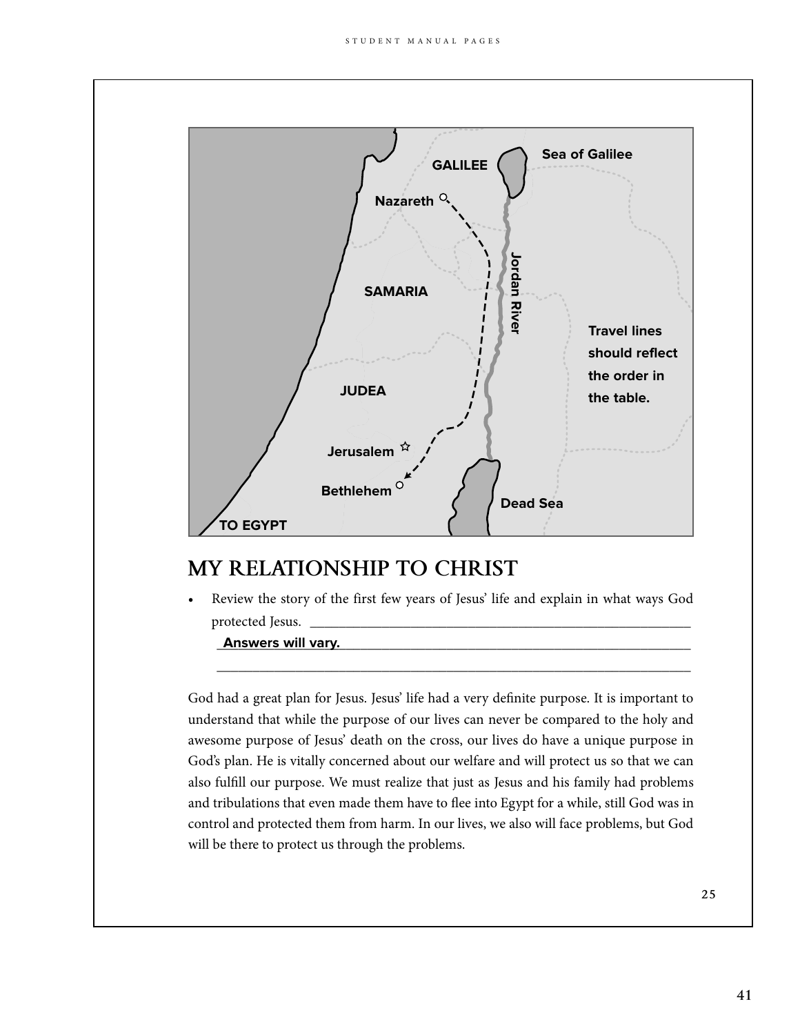GALILEE

Sea of Galilee

Nazareth

Jordan River

SAMARIA

JUDEA

Jerusalem

Bethlehem

Dead Sea

TO EGYPT

**Travel lines should reflect the order in the table.**

## MY RELATIONSHIP TO CHRIST

- Review the story of the first few years of Jesus' life and explain in what ways God protected Jesus. ____________________________________________
  **Answers will vary.**____________________________________________
  ____________________________________________

God had a great plan for Jesus. Jesus' life had a very definite purpose. It is important to understand that while the purpose of our lives can never be compared to the holy and awesome purpose of Jesus' death on the cross, our lives do have a unique purpose in God's plan. He is vitally concerned about our welfare and will protect us so that we can also fulfill our purpose. We must realize that just as Jesus and his family had problems and tribulations that even made them have to flee into Egypt for a while, still God was in control and protected them from harm. In our lives, we also will face problems, but God will be there to protect us through the problems.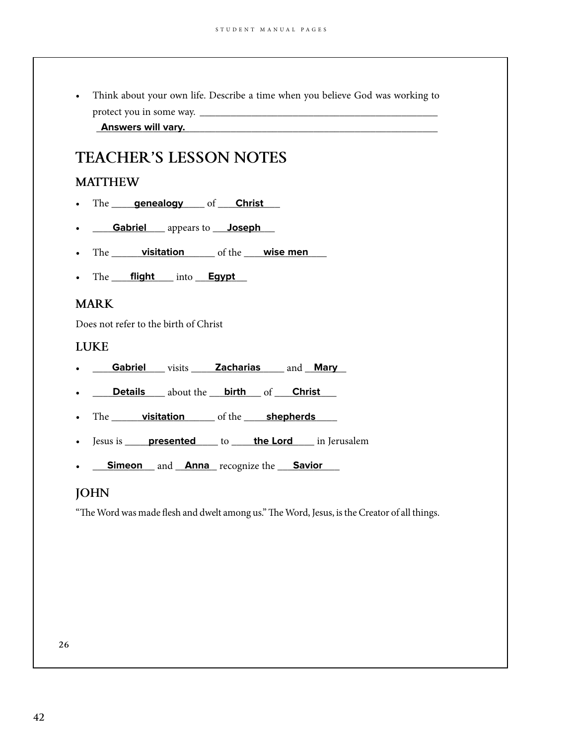- Think about your own life. Describe a time when you believe God was working to protect you in some way. **Answers will vary.**

# TEACHER'S LESSON NOTES

## MATTHEW

- The **genealogy** of **Christ**
- **Gabriel** appears to **Joseph**
- The **visitation** of the **wise men**
- The **flight** into **Egypt**

## MARK

Does not refer to the birth of Christ

## LUKE

- **Gabriel** visits **Zacharias** and **Mary**
- **Details** about the **birth** of **Christ**
- The **visitation** of the **shepherds**
- Jesus is **presented** to **the Lord** in Jerusalem
- **Simeon** and **Anna** recognize the **Savior**

## JOHN

"The Word was made flesh and dwelt among us." The Word, Jesus, is the Creator of all things.